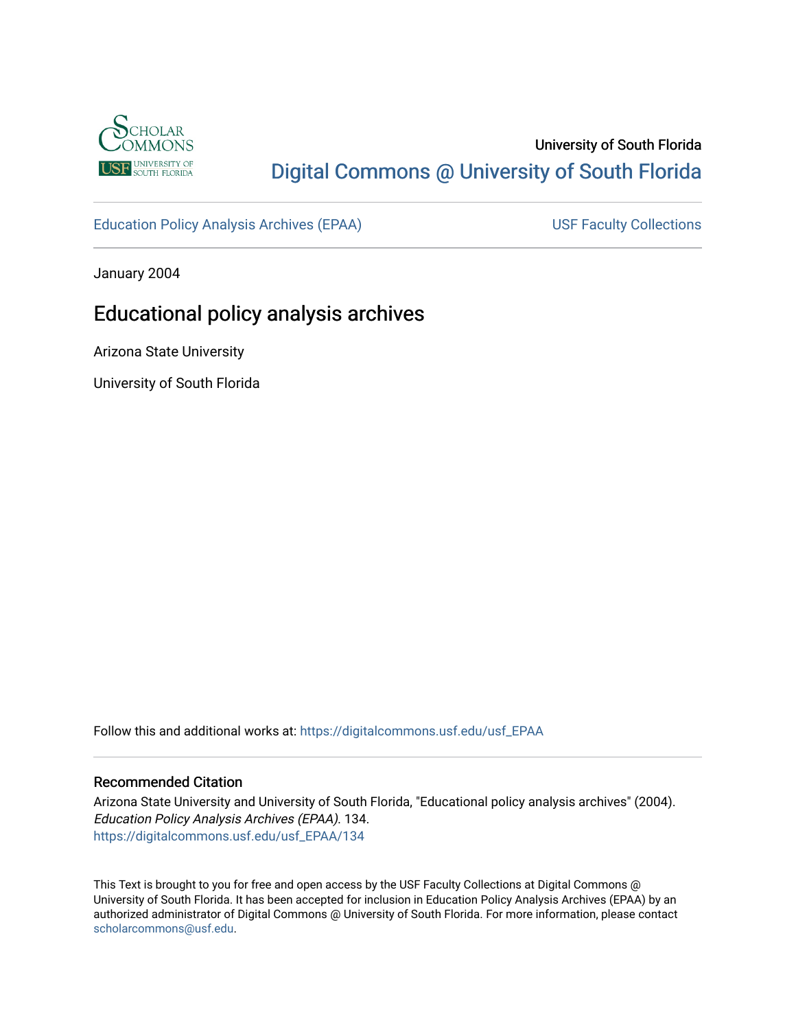University of South Florida

Digital Commons @ University of South Florida

Education Policy Analysis Archives (EPAA)

USF Faculty Collections

January 2004

# Educational policy analysis archives

Arizona State University

University of South Florida

Follow this and additional works at: https://digitalcommons.usf.edu/usf_EPAA

## Recommended Citation

Arizona State University and University of South Florida, "Educational policy analysis archives" (2004). *Education Policy Analysis Archives (EPAA)*. 134.
https://digitalcommons.usf.edu/usf_EPAA/134

This Text is brought to you for free and open access by the USF Faculty Collections at Digital Commons @ University of South Florida. It has been accepted for inclusion in Education Policy Analysis Archives (EPAA) by an authorized administrator of Digital Commons @ University of South Florida. For more information, please contact scholarcommons@usf.edu.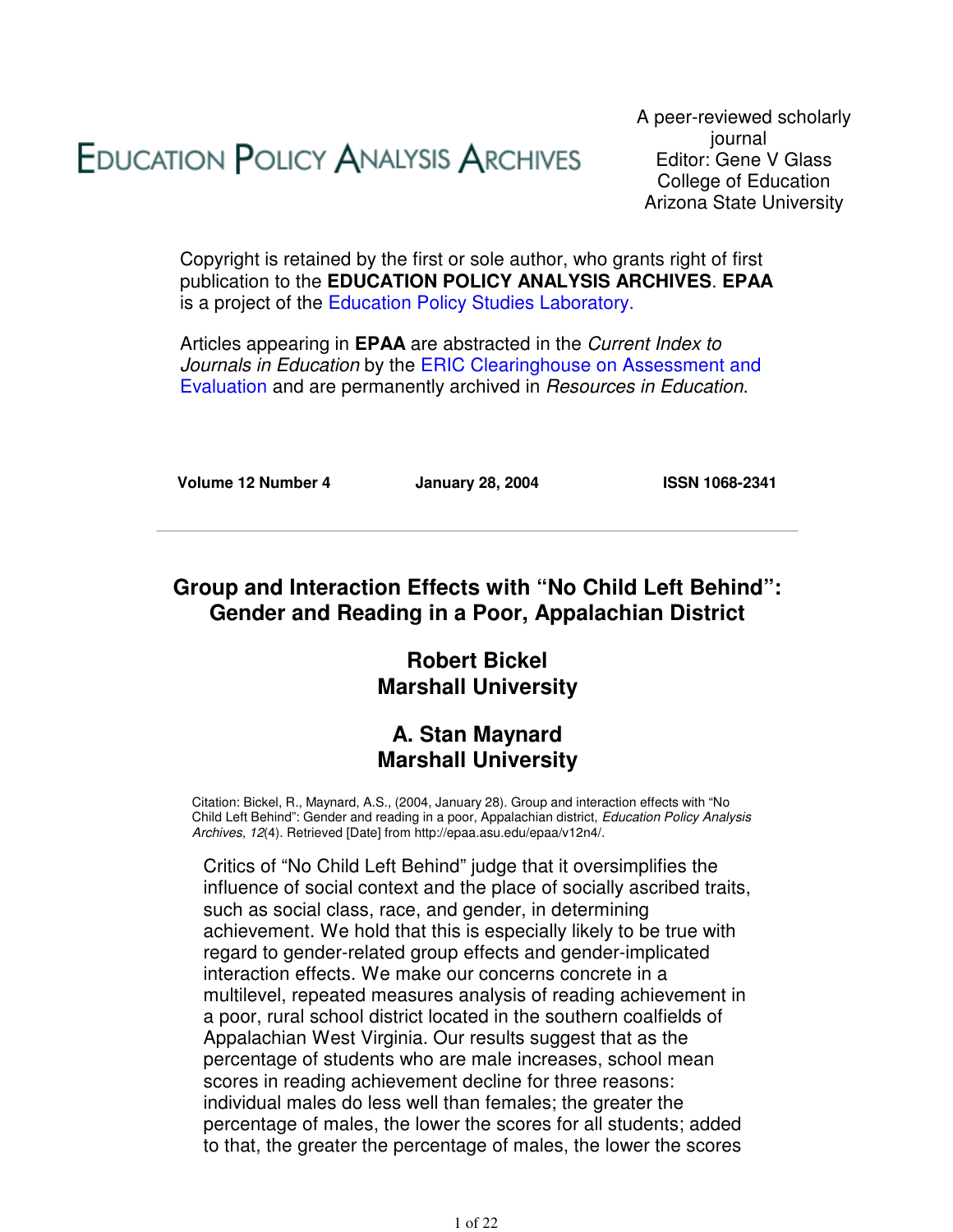# Education Policy Analysis Archives

A peer-reviewed scholarly journal
Editor: Gene V Glass
College of Education
Arizona State University

Copyright is retained by the first or sole author, who grants right of first publication to the **EDUCATION POLICY ANALYSIS ARCHIVES**. **EPAA** is a project of the Education Policy Studies Laboratory.

Articles appearing in **EPAA** are abstracted in the *Current Index to Journals in Education* by the ERIC Clearinghouse on Assessment and Evaluation and are permanently archived in *Resources in Education*.

**Volume 12 Number 4** **January 28, 2004** **ISSN 1068-2341**

---

## Group and Interaction Effects with "No Child Left Behind": Gender and Reading in a Poor, Appalachian District

**Robert Bickel**
**Marshall University**

**A. Stan Maynard**
**Marshall University**

Citation: Bickel, R., Maynard, A.S., (2004, January 28). Group and interaction effects with "No Child Left Behind": Gender and reading in a poor, Appalachian district, *Education Policy Analysis Archives, 12*(4). Retrieved [Date] from http://epaa.asu.edu/epaa/v12n4/.

Critics of "No Child Left Behind" judge that it oversimplifies the influence of social context and the place of socially ascribed traits, such as social class, race, and gender, in determining achievement. We hold that this is especially likely to be true with regard to gender-related group effects and gender-implicated interaction effects. We make our concerns concrete in a multilevel, repeated measures analysis of reading achievement in a poor, rural school district located in the southern coalfields of Appalachian West Virginia. Our results suggest that as the percentage of students who are male increases, school mean scores in reading achievement decline for three reasons: individual males do less well than females; the greater the percentage of males, the lower the scores for all students; added to that, the greater the percentage of males, the lower the scores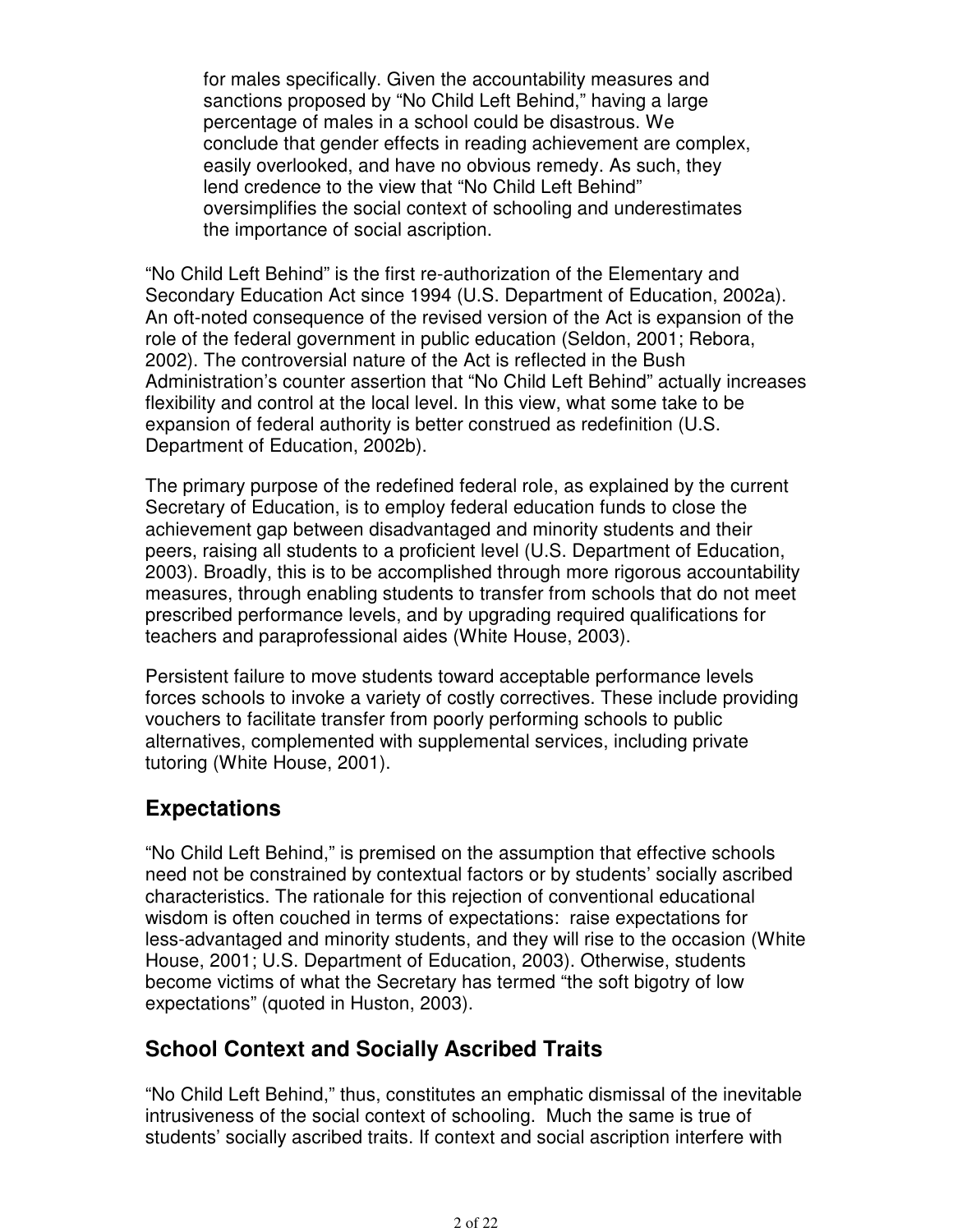for males specifically. Given the accountability measures and sanctions proposed by "No Child Left Behind," having a large percentage of males in a school could be disastrous. We conclude that gender effects in reading achievement are complex, easily overlooked, and have no obvious remedy. As such, they lend credence to the view that "No Child Left Behind" oversimplifies the social context of schooling and underestimates the importance of social ascription.

"No Child Left Behind" is the first re-authorization of the Elementary and Secondary Education Act since 1994 (U.S. Department of Education, 2002a). An oft-noted consequence of the revised version of the Act is expansion of the role of the federal government in public education (Seldon, 2001; Rebora, 2002). The controversial nature of the Act is reflected in the Bush Administration's counter assertion that "No Child Left Behind" actually increases flexibility and control at the local level. In this view, what some take to be expansion of federal authority is better construed as redefinition (U.S. Department of Education, 2002b).

The primary purpose of the redefined federal role, as explained by the current Secretary of Education, is to employ federal education funds to close the achievement gap between disadvantaged and minority students and their peers, raising all students to a proficient level (U.S. Department of Education, 2003). Broadly, this is to be accomplished through more rigorous accountability measures, through enabling students to transfer from schools that do not meet prescribed performance levels, and by upgrading required qualifications for teachers and paraprofessional aides (White House, 2003).

Persistent failure to move students toward acceptable performance levels forces schools to invoke a variety of costly correctives. These include providing vouchers to facilitate transfer from poorly performing schools to public alternatives, complemented with supplemental services, including private tutoring (White House, 2001).

## Expectations

"No Child Left Behind," is premised on the assumption that effective schools need not be constrained by contextual factors or by students' socially ascribed characteristics. The rationale for this rejection of conventional educational wisdom is often couched in terms of expectations: raise expectations for less-advantaged and minority students, and they will rise to the occasion (White House, 2001; U.S. Department of Education, 2003). Otherwise, students become victims of what the Secretary has termed "the soft bigotry of low expectations" (quoted in Huston, 2003).

## School Context and Socially Ascribed Traits

"No Child Left Behind," thus, constitutes an emphatic dismissal of the inevitable intrusiveness of the social context of schooling. Much the same is true of students' socially ascribed traits. If context and social ascription interfere with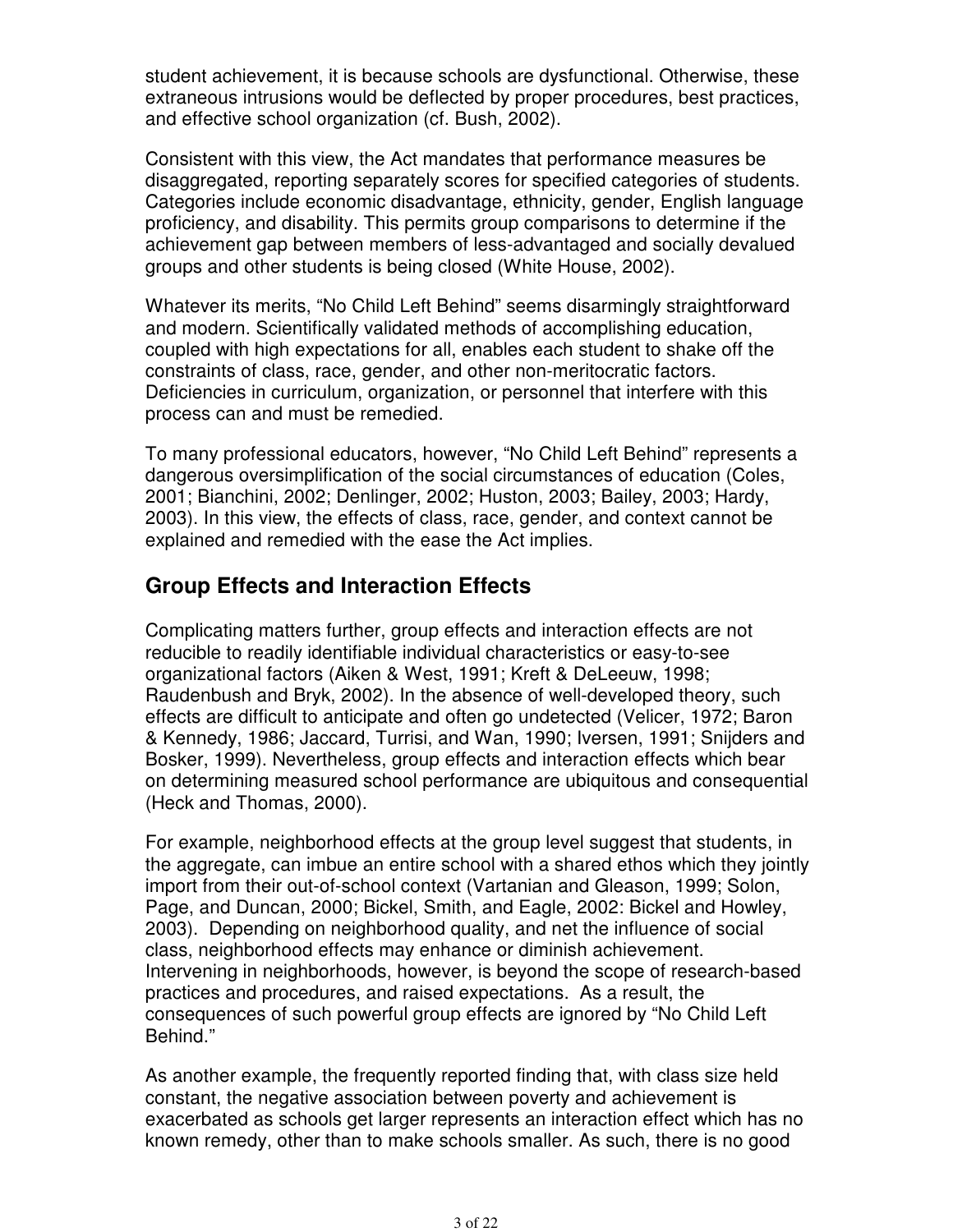student achievement, it is because schools are dysfunctional. Otherwise, these extraneous intrusions would be deflected by proper procedures, best practices, and effective school organization (cf. Bush, 2002).

Consistent with this view, the Act mandates that performance measures be disaggregated, reporting separately scores for specified categories of students. Categories include economic disadvantage, ethnicity, gender, English language proficiency, and disability. This permits group comparisons to determine if the achievement gap between members of less-advantaged and socially devalued groups and other students is being closed (White House, 2002).

Whatever its merits, "No Child Left Behind" seems disarmingly straightforward and modern. Scientifically validated methods of accomplishing education, coupled with high expectations for all, enables each student to shake off the constraints of class, race, gender, and other non-meritocratic factors. Deficiencies in curriculum, organization, or personnel that interfere with this process can and must be remedied.

To many professional educators, however, "No Child Left Behind" represents a dangerous oversimplification of the social circumstances of education (Coles, 2001; Bianchini, 2002; Denlinger, 2002; Huston, 2003; Bailey, 2003; Hardy, 2003). In this view, the effects of class, race, gender, and context cannot be explained and remedied with the ease the Act implies.

## Group Effects and Interaction Effects

Complicating matters further, group effects and interaction effects are not reducible to readily identifiable individual characteristics or easy-to-see organizational factors (Aiken & West, 1991; Kreft & DeLeeuw, 1998; Raudenbush and Bryk, 2002). In the absence of well-developed theory, such effects are difficult to anticipate and often go undetected (Velicer, 1972; Baron & Kennedy, 1986; Jaccard, Turrisi, and Wan, 1990; Iversen, 1991; Snijders and Bosker, 1999). Nevertheless, group effects and interaction effects which bear on determining measured school performance are ubiquitous and consequential (Heck and Thomas, 2000).

For example, neighborhood effects at the group level suggest that students, in the aggregate, can imbue an entire school with a shared ethos which they jointly import from their out-of-school context (Vartanian and Gleason, 1999; Solon, Page, and Duncan, 2000; Bickel, Smith, and Eagle, 2002: Bickel and Howley, 2003). Depending on neighborhood quality, and net the influence of social class, neighborhood effects may enhance or diminish achievement. Intervening in neighborhoods, however, is beyond the scope of research-based practices and procedures, and raised expectations. As a result, the consequences of such powerful group effects are ignored by "No Child Left Behind."

As another example, the frequently reported finding that, with class size held constant, the negative association between poverty and achievement is exacerbated as schools get larger represents an interaction effect which has no known remedy, other than to make schools smaller. As such, there is no good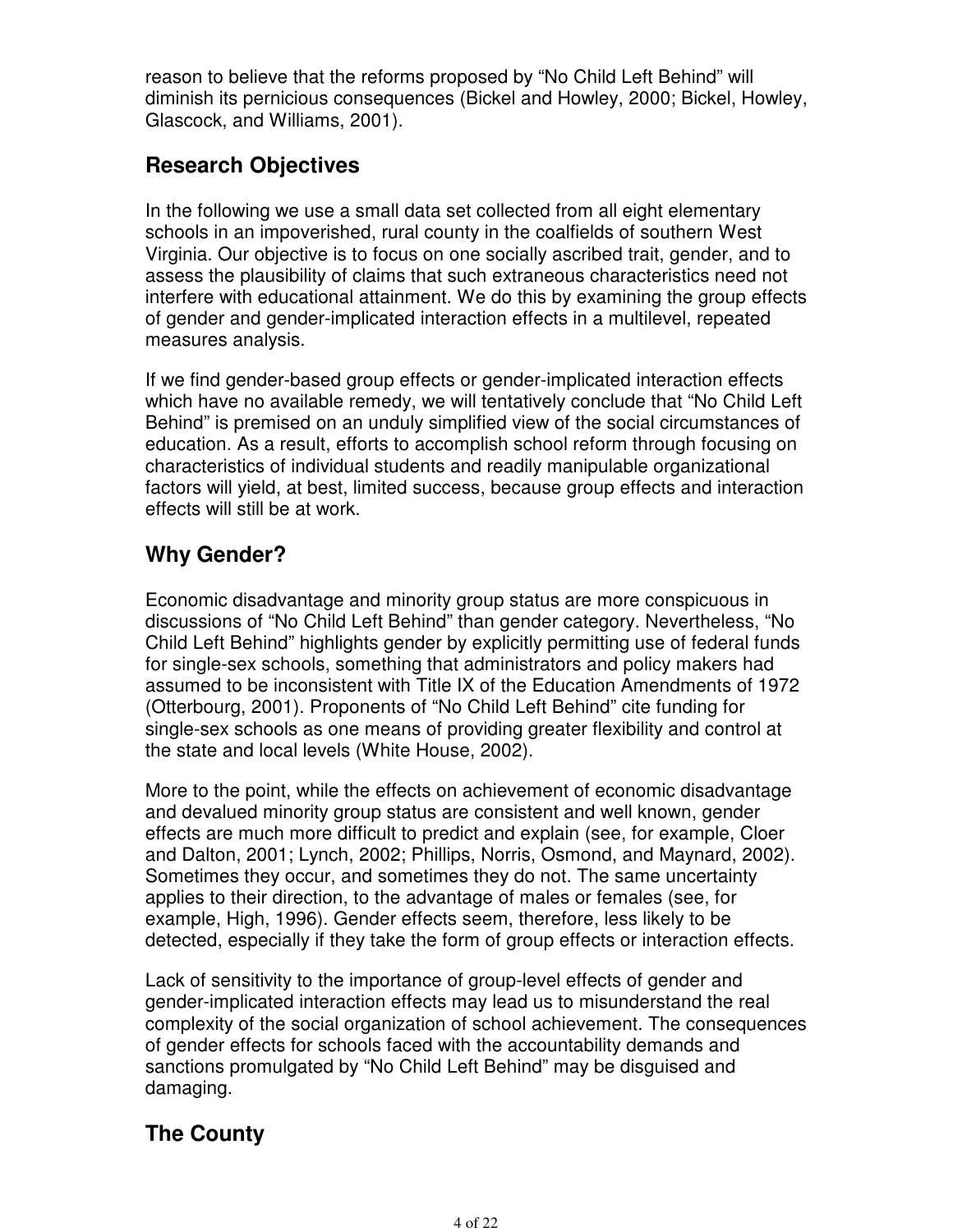reason to believe that the reforms proposed by “No Child Left Behind” will diminish its pernicious consequences (Bickel and Howley, 2000; Bickel, Howley, Glascock, and Williams, 2001).

## Research Objectives

In the following we use a small data set collected from all eight elementary schools in an impoverished, rural county in the coalfields of southern West Virginia. Our objective is to focus on one socially ascribed trait, gender, and to assess the plausibility of claims that such extraneous characteristics need not interfere with educational attainment. We do this by examining the group effects of gender and gender-implicated interaction effects in a multilevel, repeated measures analysis.

If we find gender-based group effects or gender-implicated interaction effects which have no available remedy, we will tentatively conclude that “No Child Left Behind” is premised on an unduly simplified view of the social circumstances of education. As a result, efforts to accomplish school reform through focusing on characteristics of individual students and readily manipulable organizational factors will yield, at best, limited success, because group effects and interaction effects will still be at work.

## Why Gender?

Economic disadvantage and minority group status are more conspicuous in discussions of “No Child Left Behind” than gender category. Nevertheless, “No Child Left Behind” highlights gender by explicitly permitting use of federal funds for single-sex schools, something that administrators and policy makers had assumed to be inconsistent with Title IX of the Education Amendments of 1972 (Otterbourg, 2001). Proponents of “No Child Left Behind” cite funding for single-sex schools as one means of providing greater flexibility and control at the state and local levels (White House, 2002).

More to the point, while the effects on achievement of economic disadvantage and devalued minority group status are consistent and well known, gender effects are much more difficult to predict and explain (see, for example, Cloer and Dalton, 2001; Lynch, 2002; Phillips, Norris, Osmond, and Maynard, 2002). Sometimes they occur, and sometimes they do not. The same uncertainty applies to their direction, to the advantage of males or females (see, for example, High, 1996). Gender effects seem, therefore, less likely to be detected, especially if they take the form of group effects or interaction effects.

Lack of sensitivity to the importance of group-level effects of gender and gender-implicated interaction effects may lead us to misunderstand the real complexity of the social organization of school achievement. The consequences of gender effects for schools faced with the accountability demands and sanctions promulgated by “No Child Left Behind” may be disguised and damaging.

## The County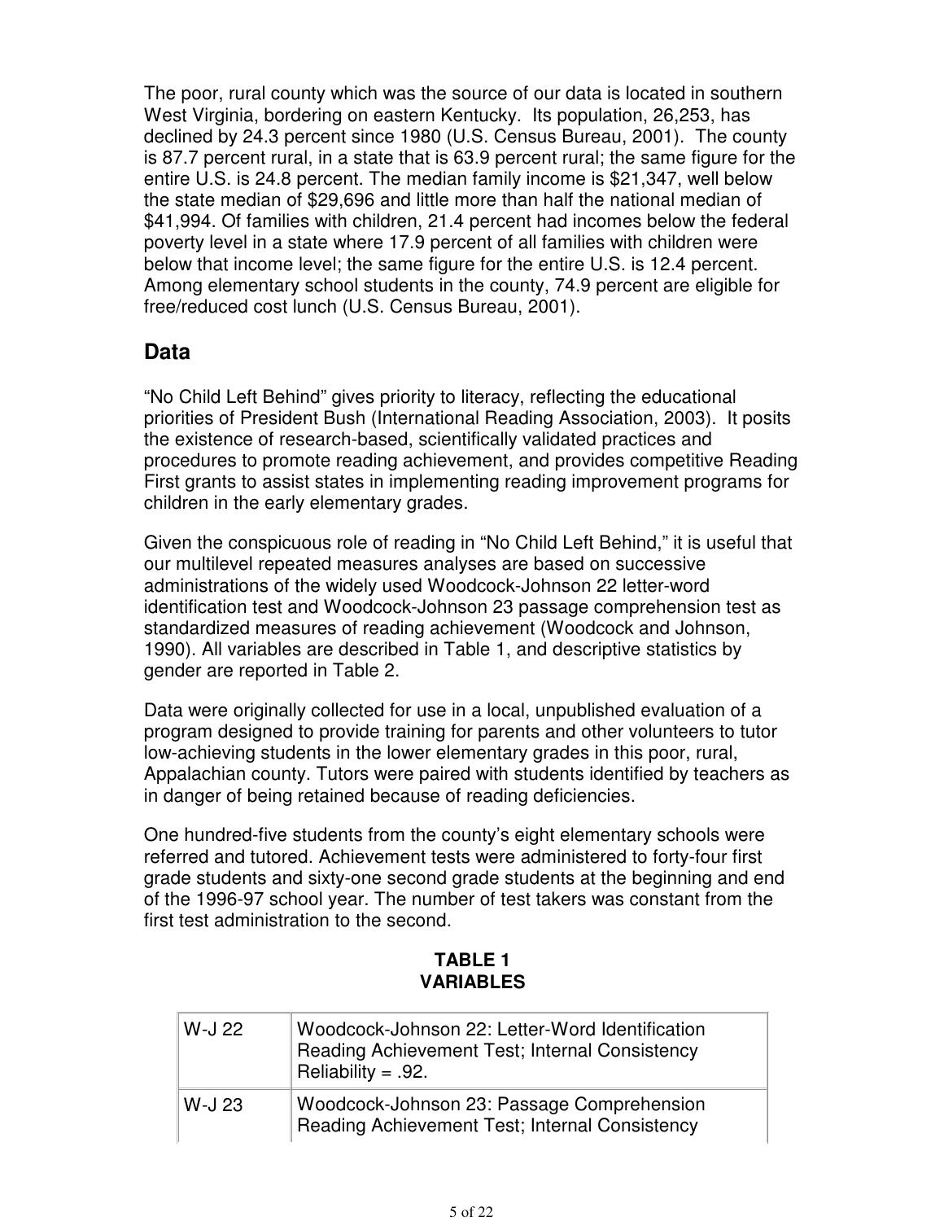The poor, rural county which was the source of our data is located in southern West Virginia, bordering on eastern Kentucky. Its population, 26,253, has declined by 24.3 percent since 1980 (U.S. Census Bureau, 2001). The county is 87.7 percent rural, in a state that is 63.9 percent rural; the same figure for the entire U.S. is 24.8 percent. The median family income is $21,347, well below the state median of $29,696 and little more than half the national median of $41,994. Of families with children, 21.4 percent had incomes below the federal poverty level in a state where 17.9 percent of all families with children were below that income level; the same figure for the entire U.S. is 12.4 percent. Among elementary school students in the county, 74.9 percent are eligible for free/reduced cost lunch (U.S. Census Bureau, 2001).

## Data

"No Child Left Behind" gives priority to literacy, reflecting the educational priorities of President Bush (International Reading Association, 2003). It posits the existence of research-based, scientifically validated practices and procedures to promote reading achievement, and provides competitive Reading First grants to assist states in implementing reading improvement programs for children in the early elementary grades.

Given the conspicuous role of reading in "No Child Left Behind," it is useful that our multilevel repeated measures analyses are based on successive administrations of the widely used Woodcock-Johnson 22 letter-word identification test and Woodcock-Johnson 23 passage comprehension test as standardized measures of reading achievement (Woodcock and Johnson, 1990). All variables are described in Table 1, and descriptive statistics by gender are reported in Table 2.

Data were originally collected for use in a local, unpublished evaluation of a program designed to provide training for parents and other volunteers to tutor low-achieving students in the lower elementary grades in this poor, rural, Appalachian county. Tutors were paired with students identified by teachers as in danger of being retained because of reading deficiencies.

One hundred-five students from the county's eight elementary schools were referred and tutored. Achievement tests were administered to forty-four first grade students and sixty-one second grade students at the beginning and end of the 1996-97 school year. The number of test takers was constant from the first test administration to the second.

**TABLE 1**
**VARIABLES**

| | |
|---|---|
| W-J 22 | Woodcock-Johnson 22: Letter-Word Identification Reading Achievement Test; Internal Consistency Reliability = .92. |
| W-J 23 | Woodcock-Johnson 23: Passage Comprehension Reading Achievement Test; Internal Consistency |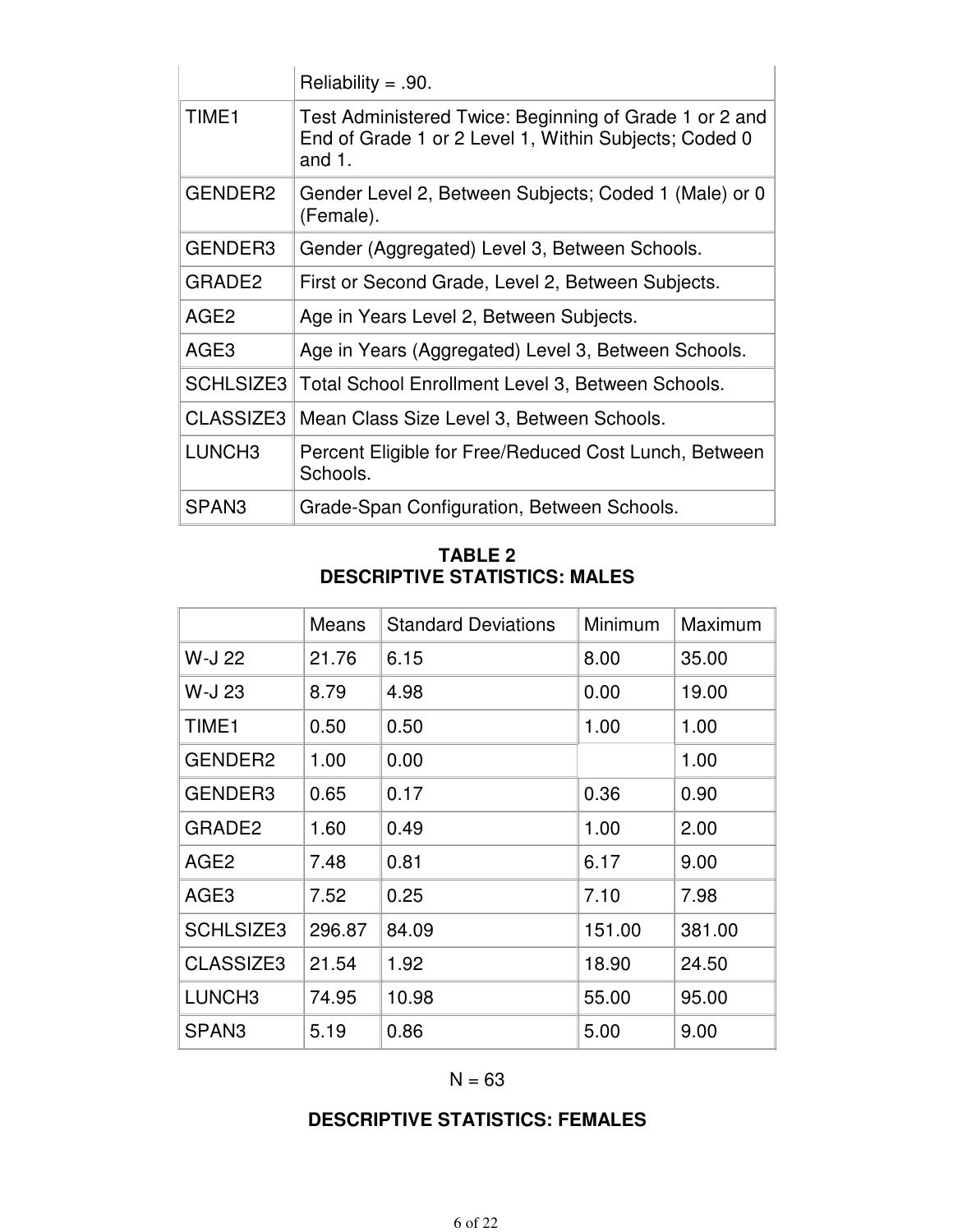| | Reliability = .90. |
| --- | --- |
| TIME1 | Test Administered Twice: Beginning of Grade 1 or 2 and End of Grade 1 or 2 Level 1, Within Subjects; Coded 0 and 1. |
| GENDER2 | Gender Level 2, Between Subjects; Coded 1 (Male) or 0 (Female). |
| GENDER3 | Gender (Aggregated) Level 3, Between Schools. |
| GRADE2 | First or Second Grade, Level 2, Between Subjects. |
| AGE2 | Age in Years Level 2, Between Subjects. |
| AGE3 | Age in Years (Aggregated) Level 3, Between Schools. |
| SCHLSIZE3 | Total School Enrollment Level 3, Between Schools. |
| CLASSIZE3 | Mean Class Size Level 3, Between Schools. |
| LUNCH3 | Percent Eligible for Free/Reduced Cost Lunch, Between Schools. |
| SPAN3 | Grade-Span Configuration, Between Schools. |

**TABLE 2**
**DESCRIPTIVE STATISTICS: MALES**

| | Means | Standard Deviations | Minimum | Maximum |
| --- | --- | --- | --- | --- |
| W-J 22 | 21.76 | 6.15 | 8.00 | 35.00 |
| W-J 23 | 8.79 | 4.98 | 0.00 | 19.00 |
| TIME1 | 0.50 | 0.50 | 1.00 | 1.00 |
| GENDER2 | 1.00 | 0.00 | | 1.00 |
| GENDER3 | 0.65 | 0.17 | 0.36 | 0.90 |
| GRADE2 | 1.60 | 0.49 | 1.00 | 2.00 |
| AGE2 | 7.48 | 0.81 | 6.17 | 9.00 |
| AGE3 | 7.52 | 0.25 | 7.10 | 7.98 |
| SCHLSIZE3 | 296.87 | 84.09 | 151.00 | 381.00 |
| CLASSIZE3 | 21.54 | 1.92 | 18.90 | 24.50 |
| LUNCH3 | 74.95 | 10.98 | 55.00 | 95.00 |
| SPAN3 | 5.19 | 0.86 | 5.00 | 9.00 |

N = 63

**DESCRIPTIVE STATISTICS: FEMALES**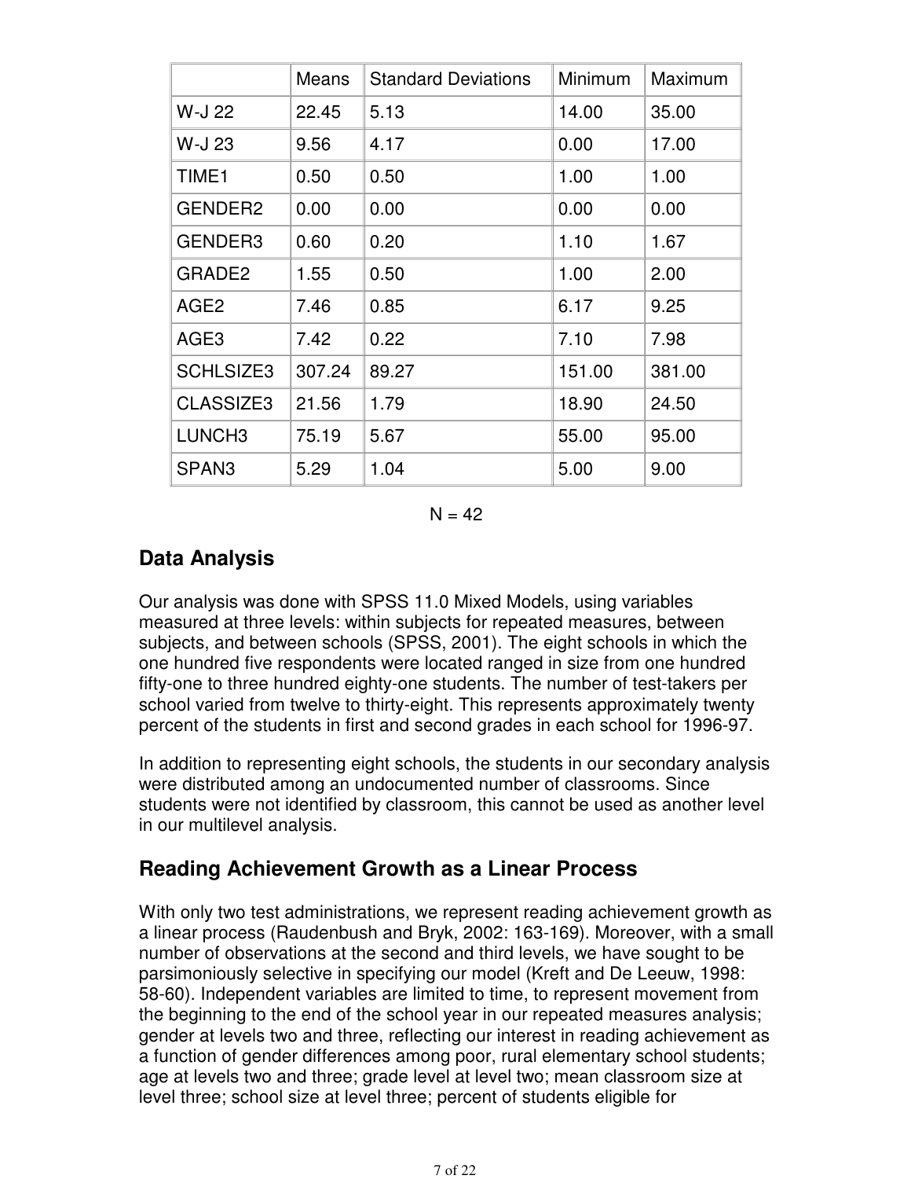| | Means | Standard Deviations | Minimum | Maximum |
|---|---|---|---|---|
| W-J 22 | 22.45 | 5.13 | 14.00 | 35.00 |
| W-J 23 | 9.56 | 4.17 | 0.00 | 17.00 |
| TIME1 | 0.50 | 0.50 | 1.00 | 1.00 |
| GENDER2 | 0.00 | 0.00 | 0.00 | 0.00 |
| GENDER3 | 0.60 | 0.20 | 1.10 | 1.67 |
| GRADE2 | 1.55 | 0.50 | 1.00 | 2.00 |
| AGE2 | 7.46 | 0.85 | 6.17 | 9.25 |
| AGE3 | 7.42 | 0.22 | 7.10 | 7.98 |
| SCHLSIZE3 | 307.24 | 89.27 | 151.00 | 381.00 |
| CLASSIZE3 | 21.56 | 1.79 | 18.90 | 24.50 |
| LUNCH3 | 75.19 | 5.67 | 55.00 | 95.00 |
| SPAN3 | 5.29 | 1.04 | 5.00 | 9.00 |

N = 42

## Data Analysis

Our analysis was done with SPSS 11.0 Mixed Models, using variables measured at three levels: within subjects for repeated measures, between subjects, and between schools (SPSS, 2001). The eight schools in which the one hundred five respondents were located ranged in size from one hundred fifty-one to three hundred eighty-one students. The number of test-takers per school varied from twelve to thirty-eight. This represents approximately twenty percent of the students in first and second grades in each school for 1996-97.

In addition to representing eight schools, the students in our secondary analysis were distributed among an undocumented number of classrooms. Since students were not identified by classroom, this cannot be used as another level in our multilevel analysis.

## Reading Achievement Growth as a Linear Process

With only two test administrations, we represent reading achievement growth as a linear process (Raudenbush and Bryk, 2002: 163-169). Moreover, with a small number of observations at the second and third levels, we have sought to be parsimoniously selective in specifying our model (Kreft and De Leeuw, 1998: 58-60). Independent variables are limited to time, to represent movement from the beginning to the end of the school year in our repeated measures analysis; gender at levels two and three, reflecting our interest in reading achievement as a function of gender differences among poor, rural elementary school students; age at levels two and three; grade level at level two; mean classroom size at level three; school size at level three; percent of students eligible for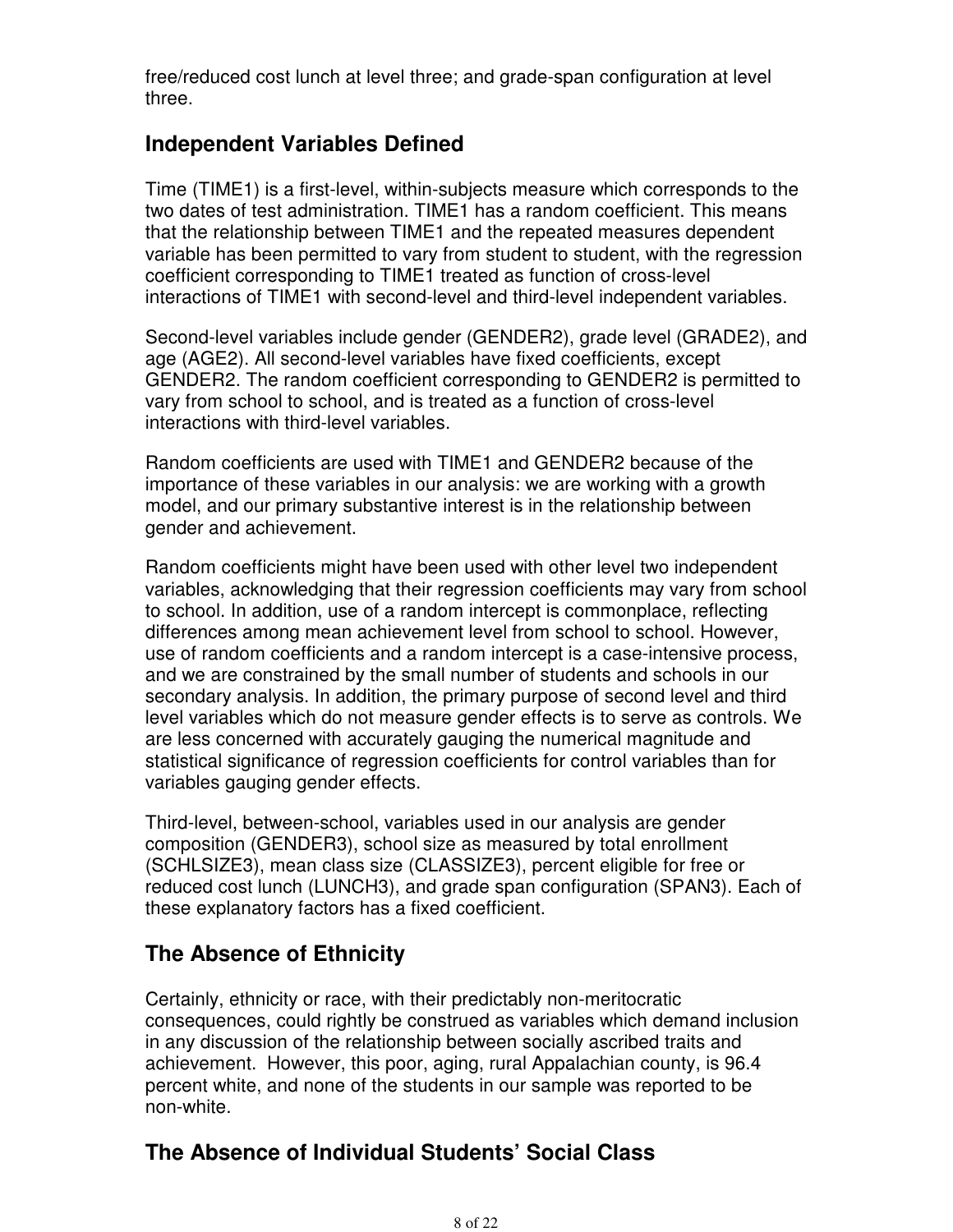free/reduced cost lunch at level three; and grade-span configuration at level three.

## Independent Variables Defined

Time (TIME1) is a first-level, within-subjects measure which corresponds to the two dates of test administration. TIME1 has a random coefficient. This means that the relationship between TIME1 and the repeated measures dependent variable has been permitted to vary from student to student, with the regression coefficient corresponding to TIME1 treated as function of cross-level interactions of TIME1 with second-level and third-level independent variables.

Second-level variables include gender (GENDER2), grade level (GRADE2), and age (AGE2). All second-level variables have fixed coefficients, except GENDER2. The random coefficient corresponding to GENDER2 is permitted to vary from school to school, and is treated as a function of cross-level interactions with third-level variables.

Random coefficients are used with TIME1 and GENDER2 because of the importance of these variables in our analysis: we are working with a growth model, and our primary substantive interest is in the relationship between gender and achievement.

Random coefficients might have been used with other level two independent variables, acknowledging that their regression coefficients may vary from school to school. In addition, use of a random intercept is commonplace, reflecting differences among mean achievement level from school to school. However, use of random coefficients and a random intercept is a case-intensive process, and we are constrained by the small number of students and schools in our secondary analysis. In addition, the primary purpose of second level and third level variables which do not measure gender effects is to serve as controls. We are less concerned with accurately gauging the numerical magnitude and statistical significance of regression coefficients for control variables than for variables gauging gender effects.

Third-level, between-school, variables used in our analysis are gender composition (GENDER3), school size as measured by total enrollment (SCHLSIZE3), mean class size (CLASSIZE3), percent eligible for free or reduced cost lunch (LUNCH3), and grade span configuration (SPAN3). Each of these explanatory factors has a fixed coefficient.

## The Absence of Ethnicity

Certainly, ethnicity or race, with their predictably non-meritocratic consequences, could rightly be construed as variables which demand inclusion in any discussion of the relationship between socially ascribed traits and achievement. However, this poor, aging, rural Appalachian county, is 96.4 percent white, and none of the students in our sample was reported to be non-white.

## The Absence of Individual Students' Social Class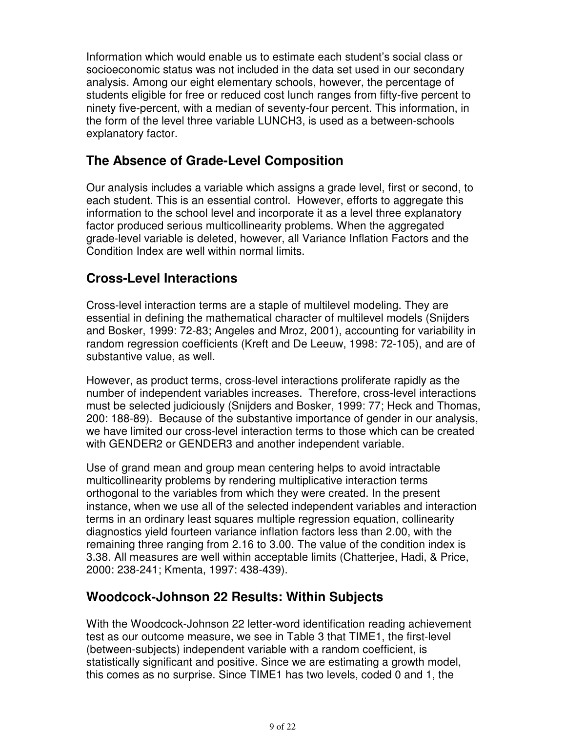Information which would enable us to estimate each student's social class or socioeconomic status was not included in the data set used in our secondary analysis. Among our eight elementary schools, however, the percentage of students eligible for free or reduced cost lunch ranges from fifty-five percent to ninety five-percent, with a median of seventy-four percent. This information, in the form of the level three variable LUNCH3, is used as a between-schools explanatory factor.

## The Absence of Grade-Level Composition

Our analysis includes a variable which assigns a grade level, first or second, to each student. This is an essential control. However, efforts to aggregate this information to the school level and incorporate it as a level three explanatory factor produced serious multicollinearity problems. When the aggregated grade-level variable is deleted, however, all Variance Inflation Factors and the Condition Index are well within normal limits.

## Cross-Level Interactions

Cross-level interaction terms are a staple of multilevel modeling. They are essential in defining the mathematical character of multilevel models (Snijders and Bosker, 1999: 72-83; Angeles and Mroz, 2001), accounting for variability in random regression coefficients (Kreft and De Leeuw, 1998: 72-105), and are of substantive value, as well.

However, as product terms, cross-level interactions proliferate rapidly as the number of independent variables increases. Therefore, cross-level interactions must be selected judiciously (Snijders and Bosker, 1999: 77; Heck and Thomas, 200: 188-89). Because of the substantive importance of gender in our analysis, we have limited our cross-level interaction terms to those which can be created with GENDER2 or GENDER3 and another independent variable.

Use of grand mean and group mean centering helps to avoid intractable multicollinearity problems by rendering multiplicative interaction terms orthogonal to the variables from which they were created. In the present instance, when we use all of the selected independent variables and interaction terms in an ordinary least squares multiple regression equation, collinearity diagnostics yield fourteen variance inflation factors less than 2.00, with the remaining three ranging from 2.16 to 3.00. The value of the condition index is 3.38. All measures are well within acceptable limits (Chatterjee, Hadi, & Price, 2000: 238-241; Kmenta, 1997: 438-439).

## Woodcock-Johnson 22 Results: Within Subjects

With the Woodcock-Johnson 22 letter-word identification reading achievement test as our outcome measure, we see in Table 3 that TIME1, the first-level (between-subjects) independent variable with a random coefficient, is statistically significant and positive. Since we are estimating a growth model, this comes as no surprise. Since TIME1 has two levels, coded 0 and 1, the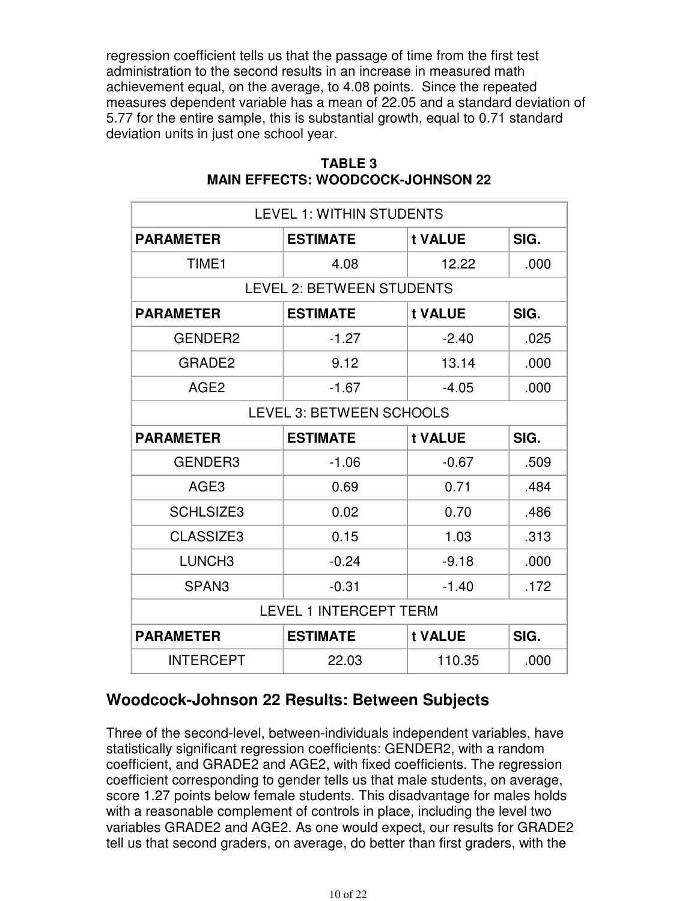regression coefficient tells us that the passage of time from the first test administration to the second results in an increase in measured math achievement equal, on the average, to 4.08 points. Since the repeated measures dependent variable has a mean of 22.05 and a standard deviation of 5.77 for the entire sample, this is substantial growth, equal to 0.71 standard deviation units in just one school year.

**TABLE 3**
**MAIN EFFECTS: WOODCOCK-JOHNSON 22**

| LEVEL 1: WITHIN STUDENTS | | | |
|---|---|---|---|
| **PARAMETER** | **ESTIMATE** | **t VALUE** | **SIG.** |
| TIME1 | 4.08 | 12.22 | .000 |
| LEVEL 2: BETWEEN STUDENTS | | | |
| **PARAMETER** | **ESTIMATE** | **t VALUE** | **SIG.** |
| GENDER2 | -1.27 | -2.40 | .025 |
| GRADE2 | 9.12 | 13.14 | .000 |
| AGE2 | -1.67 | -4.05 | .000 |
| LEVEL 3: BETWEEN SCHOOLS | | | |
| **PARAMETER** | **ESTIMATE** | **t VALUE** | **SIG.** |
| GENDER3 | -1.06 | -0.67 | .509 |
| AGE3 | 0.69 | 0.71 | .484 |
| SCHLSIZE3 | 0.02 | 0.70 | .486 |
| CLASSIZE3 | 0.15 | 1.03 | .313 |
| LUNCH3 | -0.24 | -9.18 | .000 |
| SPAN3 | -0.31 | -1.40 | .172 |
| LEVEL 1 INTERCEPT TERM | | | |
| **PARAMETER** | **ESTIMATE** | **t VALUE** | **SIG.** |
| INTERCEPT | 22.03 | 110.35 | .000 |

## Woodcock-Johnson 22 Results: Between Subjects

Three of the second-level, between-individuals independent variables, have statistically significant regression coefficients: GENDER2, with a random coefficient, and GRADE2 and AGE2, with fixed coefficients. The regression coefficient corresponding to gender tells us that male students, on average, score 1.27 points below female students. This disadvantage for males holds with a reasonable complement of controls in place, including the level two variables GRADE2 and AGE2. As one would expect, our results for GRADE2 tell us that second graders, on average, do better than first graders, with the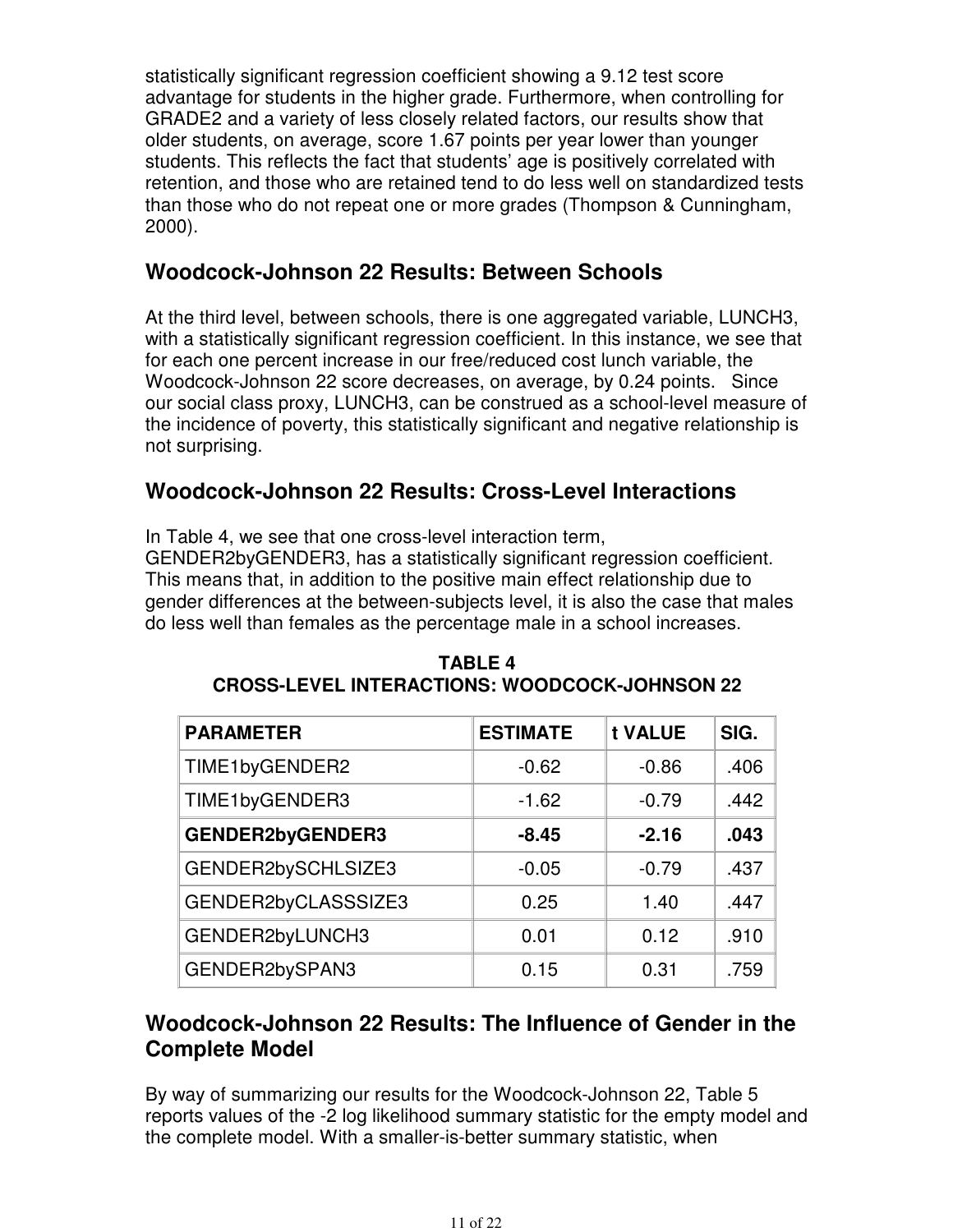statistically significant regression coefficient showing a 9.12 test score advantage for students in the higher grade. Furthermore, when controlling for GRADE2 and a variety of less closely related factors, our results show that older students, on average, score 1.67 points per year lower than younger students. This reflects the fact that students' age is positively correlated with retention, and those who are retained tend to do less well on standardized tests than those who do not repeat one or more grades (Thompson & Cunningham, 2000).

## Woodcock-Johnson 22 Results: Between Schools

At the third level, between schools, there is one aggregated variable, LUNCH3, with a statistically significant regression coefficient. In this instance, we see that for each one percent increase in our free/reduced cost lunch variable, the Woodcock-Johnson 22 score decreases, on average, by 0.24 points. Since our social class proxy, LUNCH3, can be construed as a school-level measure of the incidence of poverty, this statistically significant and negative relationship is not surprising.

## Woodcock-Johnson 22 Results: Cross-Level Interactions

In Table 4, we see that one cross-level interaction term, GENDER2byGENDER3, has a statistically significant regression coefficient. This means that, in addition to the positive main effect relationship due to gender differences at the between-subjects level, it is also the case that males do less well than females as the percentage male in a school increases.

**TABLE 4**
**CROSS-LEVEL INTERACTIONS: WOODCOCK-JOHNSON 22**

| PARAMETER | ESTIMATE | t VALUE | SIG. |
|---|---|---|---|
| TIME1byGENDER2 | -0.62 | -0.86 | .406 |
| TIME1byGENDER3 | -1.62 | -0.79 | .442 |
| **GENDER2byGENDER3** | **-8.45** | **-2.16** | **.043** |
| GENDER2bySCHLSIZE3 | -0.05 | -0.79 | .437 |
| GENDER2byCLASSSIZE3 | 0.25 | 1.40 | .447 |
| GENDER2byLUNCH3 | 0.01 | 0.12 | .910 |
| GENDER2bySPAN3 | 0.15 | 0.31 | .759 |

## Woodcock-Johnson 22 Results: The Influence of Gender in the Complete Model

By way of summarizing our results for the Woodcock-Johnson 22, Table 5 reports values of the -2 log likelihood summary statistic for the empty model and the complete model. With a smaller-is-better summary statistic, when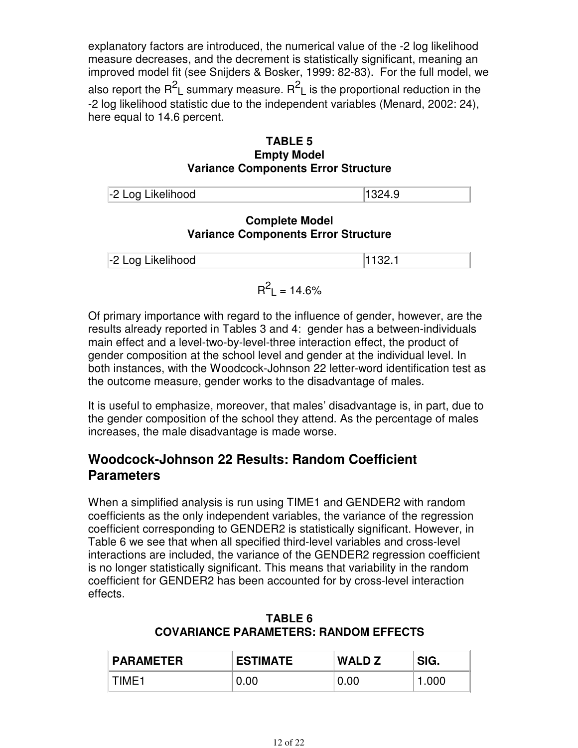explanatory factors are introduced, the numerical value of the -2 log likelihood measure decreases, and the decrement is statistically significant, meaning an improved model fit (see Snijders & Bosker, 1999: 82-83). For the full model, we also report the $R^2_L$ summary measure. $R^2_L$ is the proportional reduction in the -2 log likelihood statistic due to the independent variables (Menard, 2002: 24), here equal to 14.6 percent.

**TABLE 5**
**Empty Model**
**Variance Components Error Structure**

| -2 Log Likelihood | 1324.9 |
|---|---|

**Complete Model**
**Variance Components Error Structure**

| -2 Log Likelihood | 1132.1 |
|---|---|

$R^2_L$ = 14.6%

Of primary importance with regard to the influence of gender, however, are the results already reported in Tables 3 and 4: gender has a between-individuals main effect and a level-two-by-level-three interaction effect, the product of gender composition at the school level and gender at the individual level. In both instances, with the Woodcock-Johnson 22 letter-word identification test as the outcome measure, gender works to the disadvantage of males.

It is useful to emphasize, moreover, that males' disadvantage is, in part, due to the gender composition of the school they attend. As the percentage of males increases, the male disadvantage is made worse.

## Woodcock-Johnson 22 Results: Random Coefficient Parameters

When a simplified analysis is run using TIME1 and GENDER2 with random coefficients as the only independent variables, the variance of the regression coefficient corresponding to GENDER2 is statistically significant. However, in Table 6 we see that when all specified third-level variables and cross-level interactions are included, the variance of the GENDER2 regression coefficient is no longer statistically significant. This means that variability in the random coefficient for GENDER2 has been accounted for by cross-level interaction effects.

**TABLE 6**
**COVARIANCE PARAMETERS: RANDOM EFFECTS**

| PARAMETER | ESTIMATE | WALD Z | SIG. |
|---|---|---|---|
| TIME1 | 0.00 | 0.00 | 1.000 |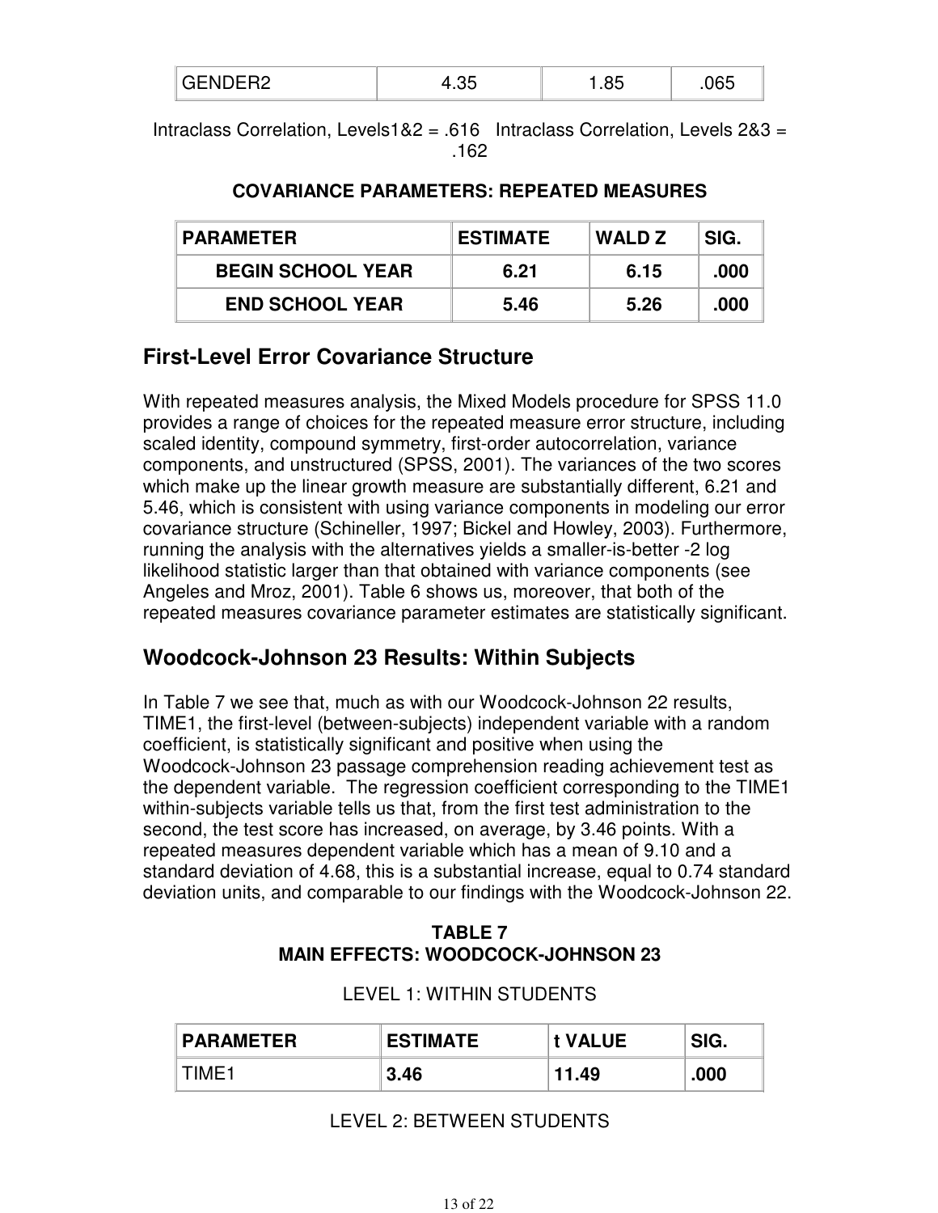| GENDER2 | 4.35 | 1.85 | .065 |
|---|---|---|---|

Intraclass Correlation, Levels1&2 = .616   Intraclass Correlation, Levels 2&3 = .162

**COVARIANCE PARAMETERS: REPEATED MEASURES**

| PARAMETER | ESTIMATE | WALD Z | SIG. |
|---|---|---|---|
| **BEGIN SCHOOL YEAR** | **6.21** | **6.15** | **.000** |
| **END SCHOOL YEAR** | **5.46** | **5.26** | **.000** |

## First-Level Error Covariance Structure

With repeated measures analysis, the Mixed Models procedure for SPSS 11.0 provides a range of choices for the repeated measure error structure, including scaled identity, compound symmetry, first-order autocorrelation, variance components, and unstructured (SPSS, 2001). The variances of the two scores which make up the linear growth measure are substantially different, 6.21 and 5.46, which is consistent with using variance components in modeling our error covariance structure (Schineller, 1997; Bickel and Howley, 2003). Furthermore, running the analysis with the alternatives yields a smaller-is-better -2 log likelihood statistic larger than that obtained with variance components (see Angeles and Mroz, 2001). Table 6 shows us, moreover, that both of the repeated measures covariance parameter estimates are statistically significant.

## Woodcock-Johnson 23 Results: Within Subjects

In Table 7 we see that, much as with our Woodcock-Johnson 22 results, TIME1, the first-level (between-subjects) independent variable with a random coefficient, is statistically significant and positive when using the Woodcock-Johnson 23 passage comprehension reading achievement test as the dependent variable. The regression coefficient corresponding to the TIME1 within-subjects variable tells us that, from the first test administration to the second, the test score has increased, on average, by 3.46 points. With a repeated measures dependent variable which has a mean of 9.10 and a standard deviation of 4.68, this is a substantial increase, equal to 0.74 standard deviation units, and comparable to our findings with the Woodcock-Johnson 22.

**TABLE 7**
**MAIN EFFECTS: WOODCOCK-JOHNSON 23**

LEVEL 1: WITHIN STUDENTS

| PARAMETER | ESTIMATE | t VALUE | SIG. |
|---|---|---|---|
| TIME1 | **3.46** | **11.49** | **.000** |

LEVEL 2: BETWEEN STUDENTS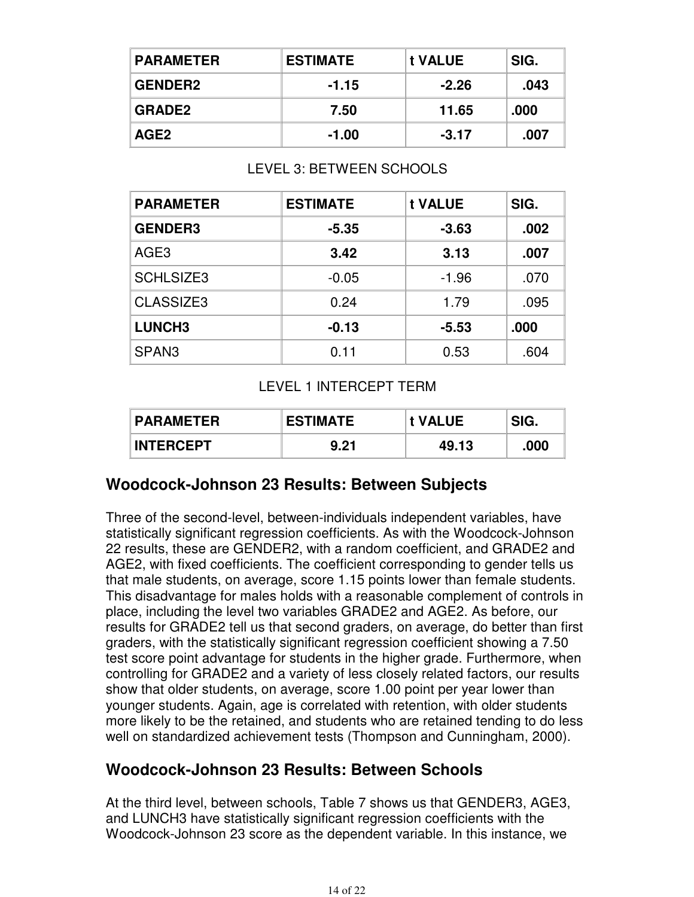| PARAMETER | ESTIMATE | t VALUE | SIG. |
|---|---|---|---|
| **GENDER2** | **-1.15** | **-2.26** | **.043** |
| **GRADE2** | **7.50** | **11.65** | **.000** |
| **AGE2** | **-1.00** | **-3.17** | **.007** |

LEVEL 3: BETWEEN SCHOOLS

| PARAMETER | ESTIMATE | t VALUE | SIG. |
|---|---|---|---|
| **GENDER3** | **-5.35** | **-3.63** | **.002** |
| AGE3 | **3.42** | **3.13** | **.007** |
| SCHLSIZE3 | -0.05 | -1.96 | .070 |
| CLASSIZE3 | 0.24 | 1.79 | .095 |
| **LUNCH3** | **-0.13** | **-5.53** | **.000** |
| SPAN3 | 0.11 | 0.53 | .604 |

LEVEL 1 INTERCEPT TERM

| PARAMETER | ESTIMATE | t VALUE | SIG. |
|---|---|---|---|
| **INTERCEPT** | **9.21** | **49.13** | **.000** |

## Woodcock-Johnson 23 Results: Between Subjects

Three of the second-level, between-individuals independent variables, have statistically significant regression coefficients. As with the Woodcock-Johnson 22 results, these are GENDER2, with a random coefficient, and GRADE2 and AGE2, with fixed coefficients. The coefficient corresponding to gender tells us that male students, on average, score 1.15 points lower than female students. This disadvantage for males holds with a reasonable complement of controls in place, including the level two variables GRADE2 and AGE2. As before, our results for GRADE2 tell us that second graders, on average, do better than first graders, with the statistically significant regression coefficient showing a 7.50 test score point advantage for students in the higher grade. Furthermore, when controlling for GRADE2 and a variety of less closely related factors, our results show that older students, on average, score 1.00 point per year lower than younger students. Again, age is correlated with retention, with older students more likely to be the retained, and students who are retained tending to do less well on standardized achievement tests (Thompson and Cunningham, 2000).

## Woodcock-Johnson 23 Results: Between Schools

At the third level, between schools, Table 7 shows us that GENDER3, AGE3, and LUNCH3 have statistically significant regression coefficients with the Woodcock-Johnson 23 score as the dependent variable. In this instance, we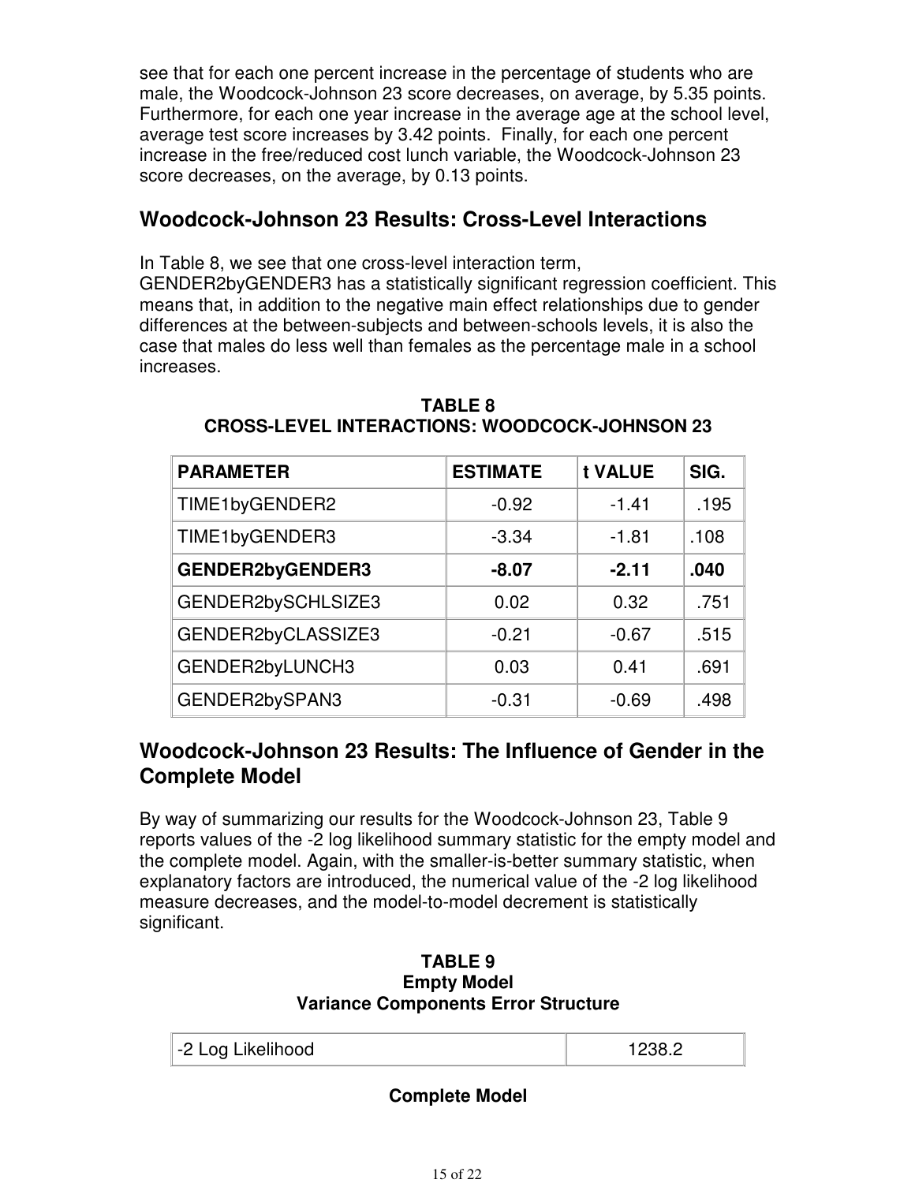see that for each one percent increase in the percentage of students who are male, the Woodcock-Johnson 23 score decreases, on average, by 5.35 points. Furthermore, for each one year increase in the average age at the school level, average test score increases by 3.42 points. Finally, for each one percent increase in the free/reduced cost lunch variable, the Woodcock-Johnson 23 score decreases, on the average, by 0.13 points.

## Woodcock-Johnson 23 Results: Cross-Level Interactions

In Table 8, we see that one cross-level interaction term, GENDER2byGENDER3 has a statistically significant regression coefficient. This means that, in addition to the negative main effect relationships due to gender differences at the between-subjects and between-schools levels, it is also the case that males do less well than females as the percentage male in a school increases.

**TABLE 8**
**CROSS-LEVEL INTERACTIONS: WOODCOCK-JOHNSON 23**

| PARAMETER | ESTIMATE | t VALUE | SIG. |
|---|---|---|---|
| TIME1byGENDER2 | -0.92 | -1.41 | .195 |
| TIME1byGENDER3 | -3.34 | -1.81 | .108 |
| **GENDER2byGENDER3** | **-8.07** | **-2.11** | **.040** |
| GENDER2bySCHLSIZE3 | 0.02 | 0.32 | .751 |
| GENDER2byCLASSIZE3 | -0.21 | -0.67 | .515 |
| GENDER2byLUNCH3 | 0.03 | 0.41 | .691 |
| GENDER2bySPAN3 | -0.31 | -0.69 | .498 |

## Woodcock-Johnson 23 Results: The Influence of Gender in the Complete Model

By way of summarizing our results for the Woodcock-Johnson 23, Table 9 reports values of the -2 log likelihood summary statistic for the empty model and the complete model. Again, with the smaller-is-better summary statistic, when explanatory factors are introduced, the numerical value of the -2 log likelihood measure decreases, and the model-to-model decrement is statistically significant.

**TABLE 9**
**Empty Model**
**Variance Components Error Structure**

| -2 Log Likelihood | 1238.2 |
|---|---|

**Complete Model**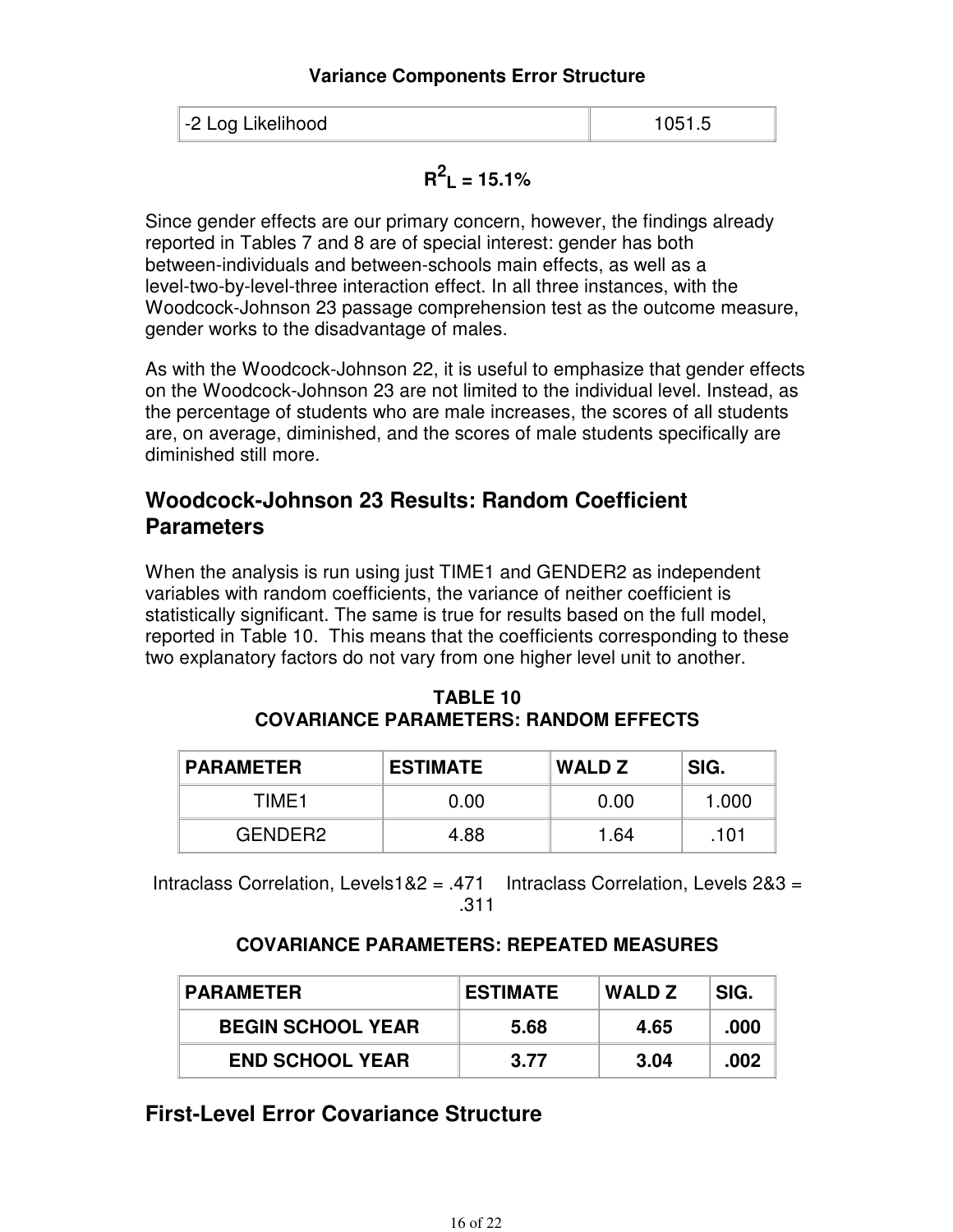**Variance Components Error Structure**

| -2 Log Likelihood | 1051.5 |
| --- | --- |

**$R^2_L$ = 15.1%**

Since gender effects are our primary concern, however, the findings already reported in Tables 7 and 8 are of special interest: gender has both between-individuals and between-schools main effects, as well as a level-two-by-level-three interaction effect. In all three instances, with the Woodcock-Johnson 23 passage comprehension test as the outcome measure, gender works to the disadvantage of males.

As with the Woodcock-Johnson 22, it is useful to emphasize that gender effects on the Woodcock-Johnson 23 are not limited to the individual level. Instead, as the percentage of students who are male increases, the scores of all students are, on average, diminished, and the scores of male students specifically are diminished still more.

## Woodcock-Johnson 23 Results: Random Coefficient Parameters

When the analysis is run using just TIME1 and GENDER2 as independent variables with random coefficients, the variance of neither coefficient is statistically significant. The same is true for results based on the full model, reported in Table 10. This means that the coefficients corresponding to these two explanatory factors do not vary from one higher level unit to another.

**TABLE 10**
**COVARIANCE PARAMETERS: RANDOM EFFECTS**

| PARAMETER | ESTIMATE | WALD Z | SIG. |
| --- | --- | --- | --- |
| TIME1 | 0.00 | 0.00 | 1.000 |
| GENDER2 | 4.88 | 1.64 | .101 |

Intraclass Correlation, Levels1&2 = .471 Intraclass Correlation, Levels 2&3 = .311

**COVARIANCE PARAMETERS: REPEATED MEASURES**

| PARAMETER | ESTIMATE | WALD Z | SIG. |
| --- | --- | --- | --- |
| **BEGIN SCHOOL YEAR** | **5.68** | **4.65** | **.000** |
| **END SCHOOL YEAR** | **3.77** | **3.04** | **.002** |

## First-Level Error Covariance Structure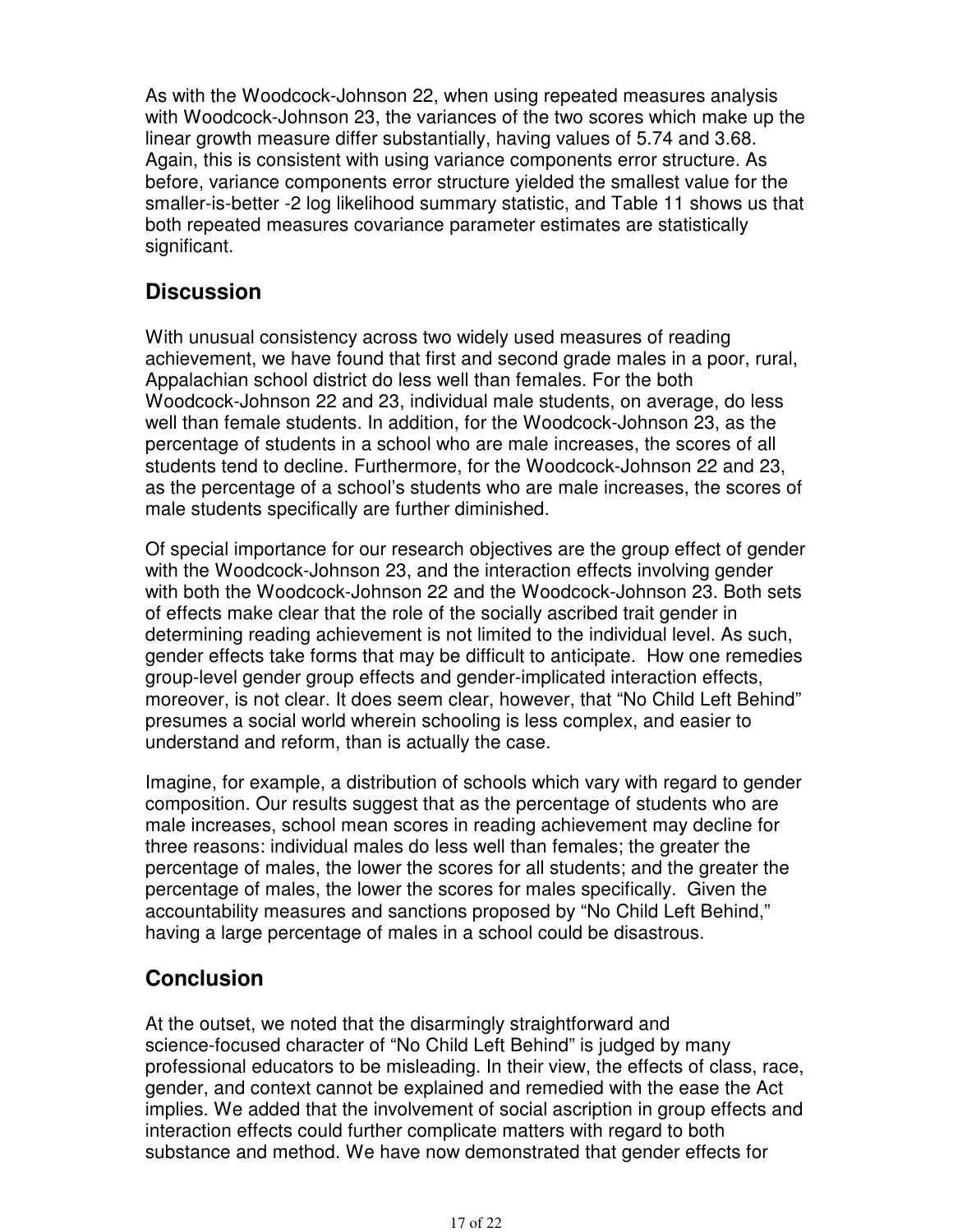As with the Woodcock-Johnson 22, when using repeated measures analysis with Woodcock-Johnson 23, the variances of the two scores which make up the linear growth measure differ substantially, having values of 5.74 and 3.68. Again, this is consistent with using variance components error structure. As before, variance components error structure yielded the smallest value for the smaller-is-better -2 log likelihood summary statistic, and Table 11 shows us that both repeated measures covariance parameter estimates are statistically significant.

## Discussion

With unusual consistency across two widely used measures of reading achievement, we have found that first and second grade males in a poor, rural, Appalachian school district do less well than females. For the both Woodcock-Johnson 22 and 23, individual male students, on average, do less well than female students. In addition, for the Woodcock-Johnson 23, as the percentage of students in a school who are male increases, the scores of all students tend to decline. Furthermore, for the Woodcock-Johnson 22 and 23, as the percentage of a school's students who are male increases, the scores of male students specifically are further diminished.

Of special importance for our research objectives are the group effect of gender with the Woodcock-Johnson 23, and the interaction effects involving gender with both the Woodcock-Johnson 22 and the Woodcock-Johnson 23. Both sets of effects make clear that the role of the socially ascribed trait gender in determining reading achievement is not limited to the individual level. As such, gender effects take forms that may be difficult to anticipate. How one remedies group-level gender group effects and gender-implicated interaction effects, moreover, is not clear. It does seem clear, however, that "No Child Left Behind" presumes a social world wherein schooling is less complex, and easier to understand and reform, than is actually the case.

Imagine, for example, a distribution of schools which vary with regard to gender composition. Our results suggest that as the percentage of students who are male increases, school mean scores in reading achievement may decline for three reasons: individual males do less well than females; the greater the percentage of males, the lower the scores for all students; and the greater the percentage of males, the lower the scores for males specifically. Given the accountability measures and sanctions proposed by "No Child Left Behind," having a large percentage of males in a school could be disastrous.

## Conclusion

At the outset, we noted that the disarmingly straightforward and science-focused character of "No Child Left Behind" is judged by many professional educators to be misleading. In their view, the effects of class, race, gender, and context cannot be explained and remedied with the ease the Act implies. We added that the involvement of social ascription in group effects and interaction effects could further complicate matters with regard to both substance and method. We have now demonstrated that gender effects for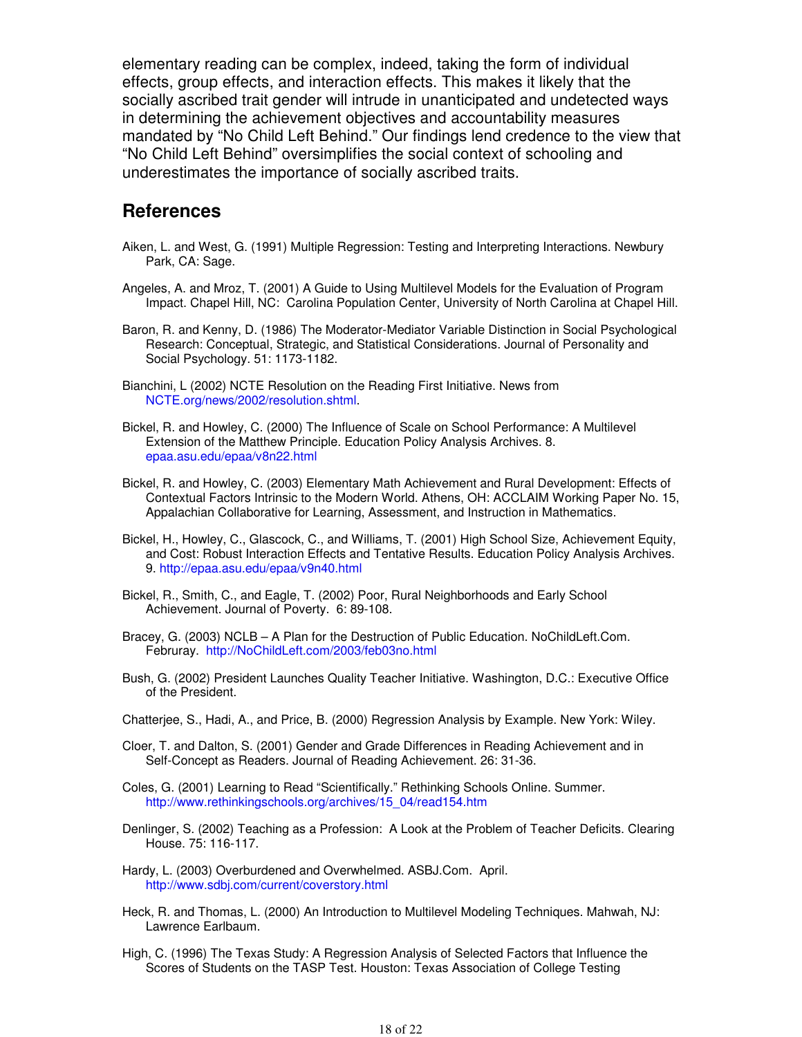elementary reading can be complex, indeed, taking the form of individual effects, group effects, and interaction effects. This makes it likely that the socially ascribed trait gender will intrude in unanticipated and undetected ways in determining the achievement objectives and accountability measures mandated by "No Child Left Behind." Our findings lend credence to the view that "No Child Left Behind" oversimplifies the social context of schooling and underestimates the importance of socially ascribed traits.

## References

Aiken, L. and West, G. (1991) Multiple Regression: Testing and Interpreting Interactions. Newbury Park, CA: Sage.

Angeles, A. and Mroz, T. (2001) A Guide to Using Multilevel Models for the Evaluation of Program Impact. Chapel Hill, NC: Carolina Population Center, University of North Carolina at Chapel Hill.

Baron, R. and Kenny, D. (1986) The Moderator-Mediator Variable Distinction in Social Psychological Research: Conceptual, Strategic, and Statistical Considerations. Journal of Personality and Social Psychology. 51: 1173-1182.

Bianchini, L (2002) NCTE Resolution on the Reading First Initiative. News from NCTE.org/news/2002/resolution.shtml.

Bickel, R. and Howley, C. (2000) The Influence of Scale on School Performance: A Multilevel Extension of the Matthew Principle. Education Policy Analysis Archives. 8. epaa.asu.edu/epaa/v8n22.html

Bickel, R. and Howley, C. (2003) Elementary Math Achievement and Rural Development: Effects of Contextual Factors Intrinsic to the Modern World. Athens, OH: ACCLAIM Working Paper No. 15, Appalachian Collaborative for Learning, Assessment, and Instruction in Mathematics.

Bickel, H., Howley, C., Glascock, C., and Williams, T. (2001) High School Size, Achievement Equity, and Cost: Robust Interaction Effects and Tentative Results. Education Policy Analysis Archives. 9. http://epaa.asu.edu/epaa/v9n40.html

Bickel, R., Smith, C., and Eagle, T. (2002) Poor, Rural Neighborhoods and Early School Achievement. Journal of Poverty. 6: 89-108.

Bracey, G. (2003) NCLB – A Plan for the Destruction of Public Education. NoChildLeft.Com. Februray. http://NoChildLeft.com/2003/feb03no.html

Bush, G. (2002) President Launches Quality Teacher Initiative. Washington, D.C.: Executive Office of the President.

Chatterjee, S., Hadi, A., and Price, B. (2000) Regression Analysis by Example. New York: Wiley.

Cloer, T. and Dalton, S. (2001) Gender and Grade Differences in Reading Achievement and in Self-Concept as Readers. Journal of Reading Achievement. 26: 31-36.

Coles, G. (2001) Learning to Read "Scientifically." Rethinking Schools Online. Summer. http://www.rethinkingschools.org/archives/15_04/read154.htm

Denlinger, S. (2002) Teaching as a Profession: A Look at the Problem of Teacher Deficits. Clearing House. 75: 116-117.

Hardy, L. (2003) Overburdened and Overwhelmed. ASBJ.Com. April. http://www.sdbj.com/current/coverstory.html

Heck, R. and Thomas, L. (2000) An Introduction to Multilevel Modeling Techniques. Mahwah, NJ: Lawrence Earlbaum.

High, C. (1996) The Texas Study: A Regression Analysis of Selected Factors that Influence the Scores of Students on the TASP Test. Houston: Texas Association of College Testing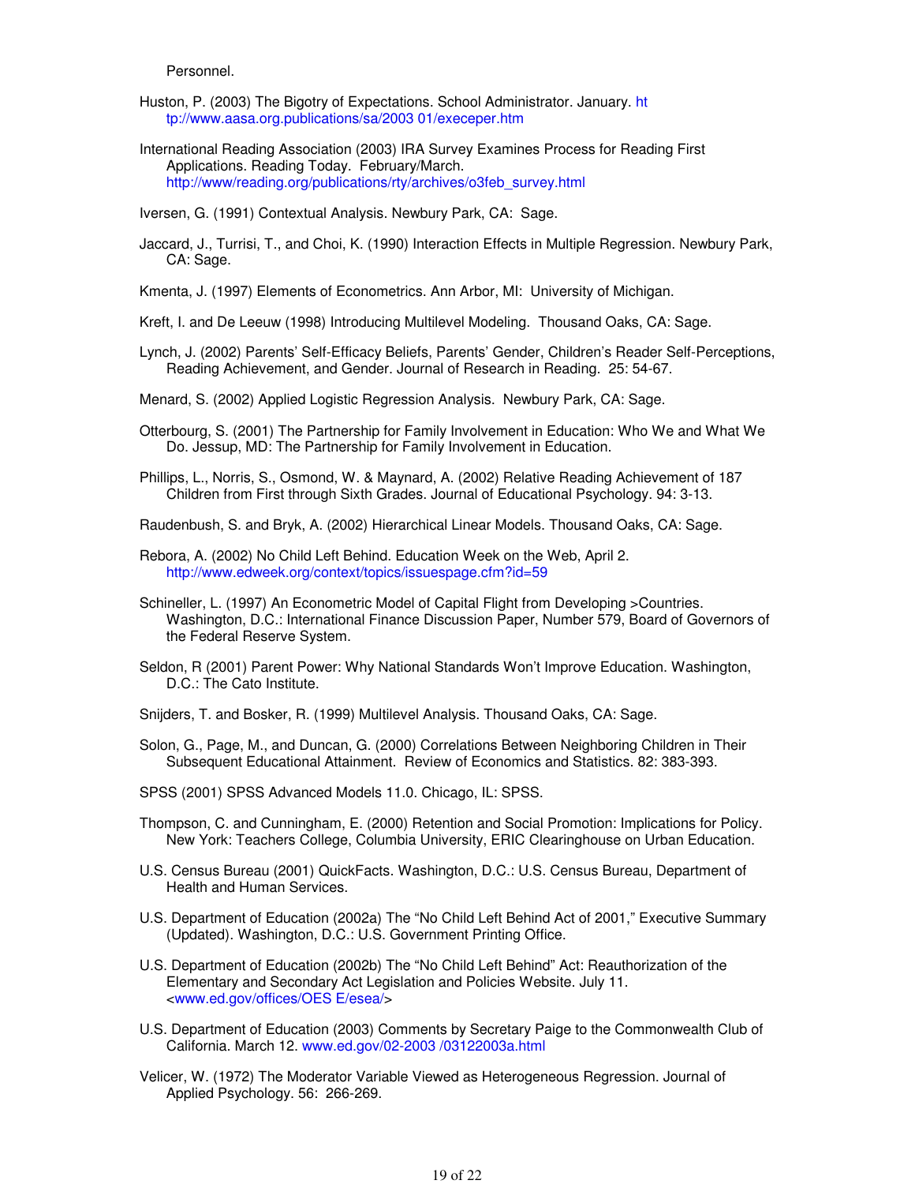Personnel.

Huston, P. (2003) The Bigotry of Expectations. School Administrator. January. ht tp://www.aasa.org.publications/sa/2003 01/execeper.htm

International Reading Association (2003) IRA Survey Examines Process for Reading First Applications. Reading Today. February/March. http://www/reading.org/publications/rty/archives/o3feb_survey.html

Iversen, G. (1991) Contextual Analysis. Newbury Park, CA: Sage.

Jaccard, J., Turrisi, T., and Choi, K. (1990) Interaction Effects in Multiple Regression. Newbury Park, CA: Sage.

Kmenta, J. (1997) Elements of Econometrics. Ann Arbor, MI: University of Michigan.

Kreft, I. and De Leeuw (1998) Introducing Multilevel Modeling. Thousand Oaks, CA: Sage.

Lynch, J. (2002) Parents' Self-Efficacy Beliefs, Parents' Gender, Children's Reader Self-Perceptions, Reading Achievement, and Gender. Journal of Research in Reading. 25: 54-67.

Menard, S. (2002) Applied Logistic Regression Analysis. Newbury Park, CA: Sage.

Otterbourg, S. (2001) The Partnership for Family Involvement in Education: Who We and What We Do. Jessup, MD: The Partnership for Family Involvement in Education.

Phillips, L., Norris, S., Osmond, W. & Maynard, A. (2002) Relative Reading Achievement of 187 Children from First through Sixth Grades. Journal of Educational Psychology. 94: 3-13.

Raudenbush, S. and Bryk, A. (2002) Hierarchical Linear Models. Thousand Oaks, CA: Sage.

Rebora, A. (2002) No Child Left Behind. Education Week on the Web, April 2. http://www.edweek.org/context/topics/issuespage.cfm?id=59

Schineller, L. (1997) An Econometric Model of Capital Flight from Developing >Countries. Washington, D.C.: International Finance Discussion Paper, Number 579, Board of Governors of the Federal Reserve System.

Seldon, R (2001) Parent Power: Why National Standards Won't Improve Education. Washington, D.C.: The Cato Institute.

Snijders, T. and Bosker, R. (1999) Multilevel Analysis. Thousand Oaks, CA: Sage.

Solon, G., Page, M., and Duncan, G. (2000) Correlations Between Neighboring Children in Their Subsequent Educational Attainment. Review of Economics and Statistics. 82: 383-393.

SPSS (2001) SPSS Advanced Models 11.0. Chicago, IL: SPSS.

Thompson, C. and Cunningham, E. (2000) Retention and Social Promotion: Implications for Policy. New York: Teachers College, Columbia University, ERIC Clearinghouse on Urban Education.

U.S. Census Bureau (2001) QuickFacts. Washington, D.C.: U.S. Census Bureau, Department of Health and Human Services.

U.S. Department of Education (2002a) The "No Child Left Behind Act of 2001," Executive Summary (Updated). Washington, D.C.: U.S. Government Printing Office.

U.S. Department of Education (2002b) The "No Child Left Behind" Act: Reauthorization of the Elementary and Secondary Act Legislation and Policies Website. July 11. <www.ed.gov/offices/OES E/esea/>

U.S. Department of Education (2003) Comments by Secretary Paige to the Commonwealth Club of California. March 12. www.ed.gov/02-2003 /03122003a.html

Velicer, W. (1972) The Moderator Variable Viewed as Heterogeneous Regression. Journal of Applied Psychology. 56: 266-269.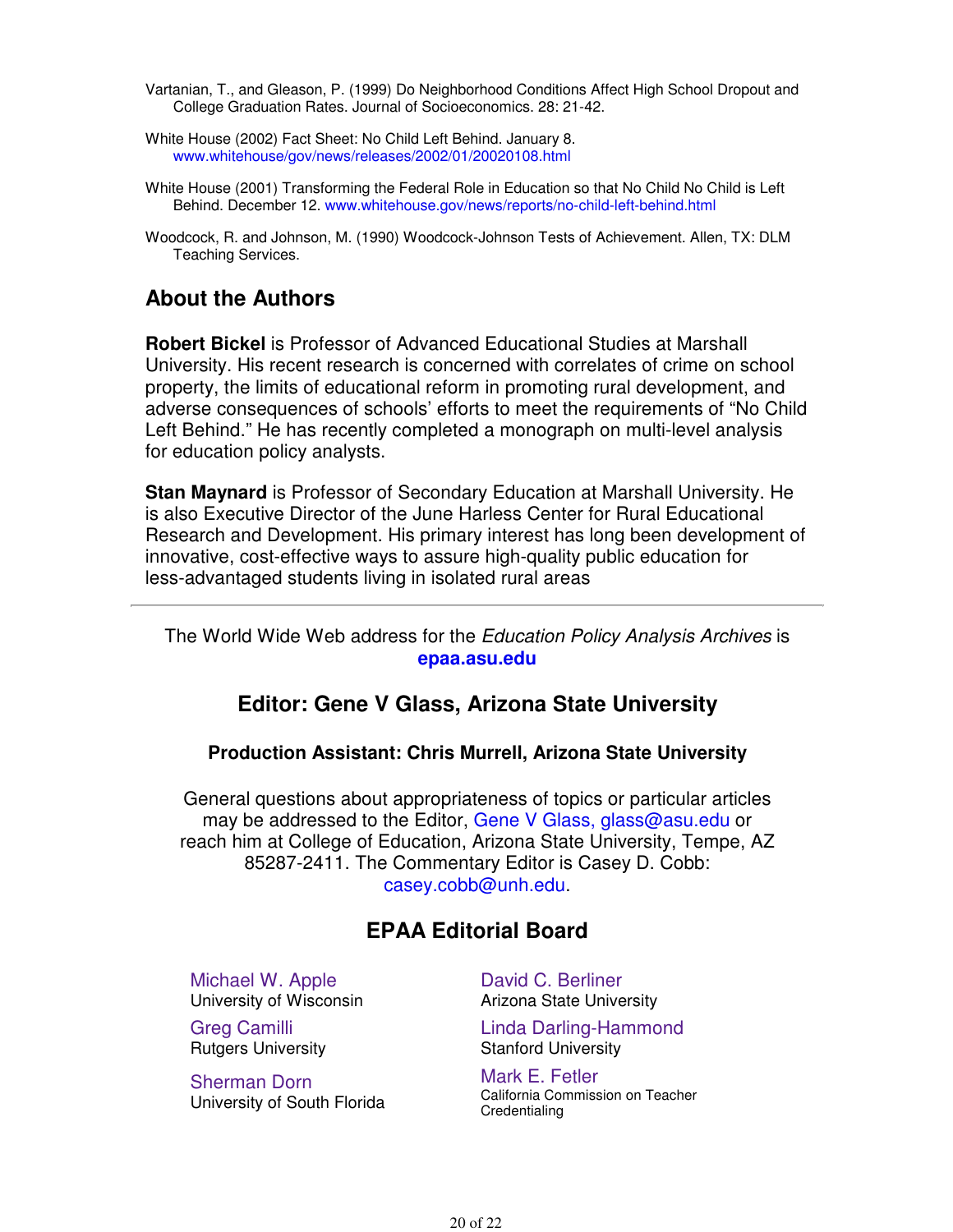Vartanian, T., and Gleason, P. (1999) Do Neighborhood Conditions Affect High School Dropout and College Graduation Rates. Journal of Socioeconomics. 28: 21-42.

White House (2002) Fact Sheet: No Child Left Behind. January 8. www.whitehouse/gov/news/releases/2002/01/20020108.html

White House (2001) Transforming the Federal Role in Education so that No Child No Child is Left Behind. December 12. www.whitehouse.gov/news/reports/no-child-left-behind.html

Woodcock, R. and Johnson, M. (1990) Woodcock-Johnson Tests of Achievement. Allen, TX: DLM Teaching Services.

## About the Authors

**Robert Bickel** is Professor of Advanced Educational Studies at Marshall University. His recent research is concerned with correlates of crime on school property, the limits of educational reform in promoting rural development, and adverse consequences of schools' efforts to meet the requirements of "No Child Left Behind." He has recently completed a monograph on multi-level analysis for education policy analysts.

**Stan Maynard** is Professor of Secondary Education at Marshall University. He is also Executive Director of the June Harless Center for Rural Educational Research and Development. His primary interest has long been development of innovative, cost-effective ways to assure high-quality public education for less-advantaged students living in isolated rural areas

---

The World Wide Web address for the *Education Policy Analysis Archives* is **epaa.asu.edu**

### Editor: Gene V Glass, Arizona State University

#### Production Assistant: Chris Murrell, Arizona State University

General questions about appropriateness of topics or particular articles may be addressed to the Editor, Gene V Glass, glass@asu.edu or reach him at College of Education, Arizona State University, Tempe, AZ 85287-2411. The Commentary Editor is Casey D. Cobb: casey.cobb@unh.edu.

### EPAA Editorial Board

Michael W. Apple
University of Wisconsin

David C. Berliner
Arizona State University

Greg Camilli
Rutgers University

Linda Darling-Hammond
Stanford University

Sherman Dorn
University of South Florida

Mark E. Fetler
California Commission on Teacher Credentialing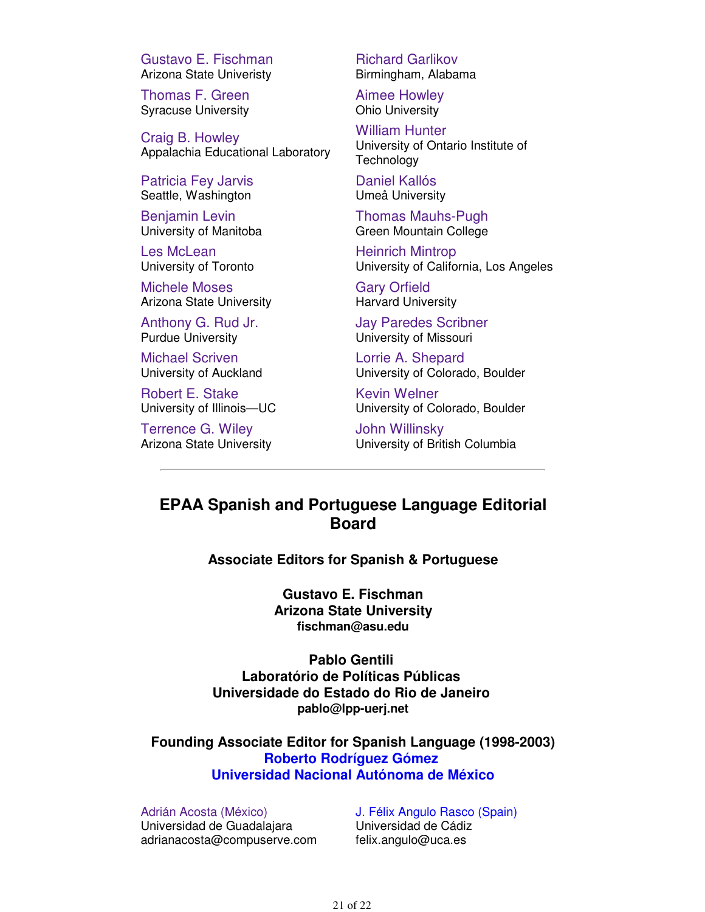Gustavo E. Fischman
Arizona State Univeristy

Richard Garlikov
Birmingham, Alabama

Thomas F. Green
Syracuse University

Aimee Howley
Ohio University

Craig B. Howley
Appalachia Educational Laboratory

William Hunter
University of Ontario Institute of Technology

Patricia Fey Jarvis
Seattle, Washington

Daniel Kallós
Umeå University

Benjamin Levin
University of Manitoba

Thomas Mauhs-Pugh
Green Mountain College

Les McLean
University of Toronto

Heinrich Mintrop
University of California, Los Angeles

Michele Moses
Arizona State University

Gary Orfield
Harvard University

Anthony G. Rud Jr.
Purdue University

Jay Paredes Scribner
University of Missouri

Michael Scriven
University of Auckland

Lorrie A. Shepard
University of Colorado, Boulder

Robert E. Stake
University of Illinois—UC

Kevin Welner
University of Colorado, Boulder

Terrence G. Wiley
Arizona State University

John Willinsky
University of British Columbia

---

## EPAA Spanish and Portuguese Language Editorial Board

**Associate Editors for Spanish & Portuguese**

**Gustavo E. Fischman**
**Arizona State University**
**fischman@asu.edu**

**Pablo Gentili**
**Laboratório de Políticas Públicas**
**Universidade do Estado do Rio de Janeiro**
**pablo@lpp-uerj.net**

**Founding Associate Editor for Spanish Language (1998-2003)**
**Roberto Rodríguez Gómez**
**Universidad Nacional Autónoma de México**

Adrián Acosta (México)
Universidad de Guadalajara
adrianacosta@compuserve.com

J. Félix Angulo Rasco (Spain)
Universidad de Cádiz
felix.angulo@uca.es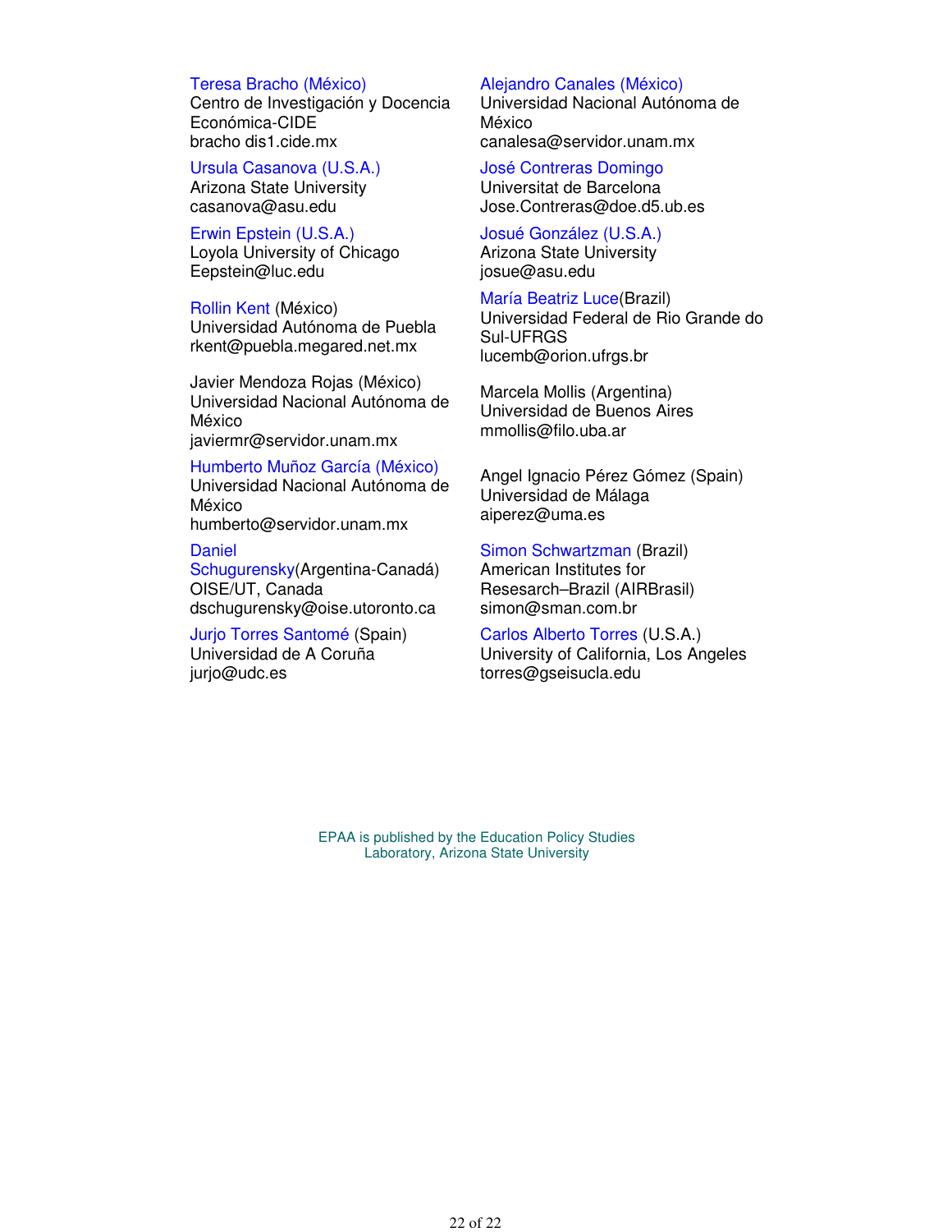Teresa Bracho (México)
Centro de Investigación y Docencia Económica-CIDE
bracho dis1.cide.mx

Alejandro Canales (México)
Universidad Nacional Autónoma de México
canalesa@servidor.unam.mx

Ursula Casanova (U.S.A.)
Arizona State University
casanova@asu.edu

José Contreras Domingo
Universitat de Barcelona
Jose.Contreras@doe.d5.ub.es

Erwin Epstein (U.S.A.)
Loyola University of Chicago
Eepstein@luc.edu

Josué González (U.S.A.)
Arizona State University
josue@asu.edu

Rollin Kent (México)
Universidad Autónoma de Puebla
rkent@puebla.megared.net.mx

María Beatriz Luce(Brazil)
Universidad Federal de Rio Grande do Sul-UFRGS
lucemb@orion.ufrgs.br

Javier Mendoza Rojas (México)
Universidad Nacional Autónoma de México
javiermr@servidor.unam.mx

Marcela Mollis (Argentina)
Universidad de Buenos Aires
mmollis@filo.uba.ar

Humberto Muñoz García (México)
Universidad Nacional Autónoma de México
humberto@servidor.unam.mx

Angel Ignacio Pérez Gómez (Spain)
Universidad de Málaga
aiperez@uma.es

Daniel Schugurensky(Argentina-Canadá)
OISE/UT, Canada
dschugurensky@oise.utoronto.ca

Simon Schwartzman (Brazil)
American Institutes for Resesarch–Brazil (AIRBrasil)
simon@sman.com.br

Jurjo Torres Santomé (Spain)
Universidad de A Coruña
jurjo@udc.es

Carlos Alberto Torres (U.S.A.)
University of California, Los Angeles
torres@gseisucla.edu

EPAA is published by the Education Policy Studies Laboratory, Arizona State University